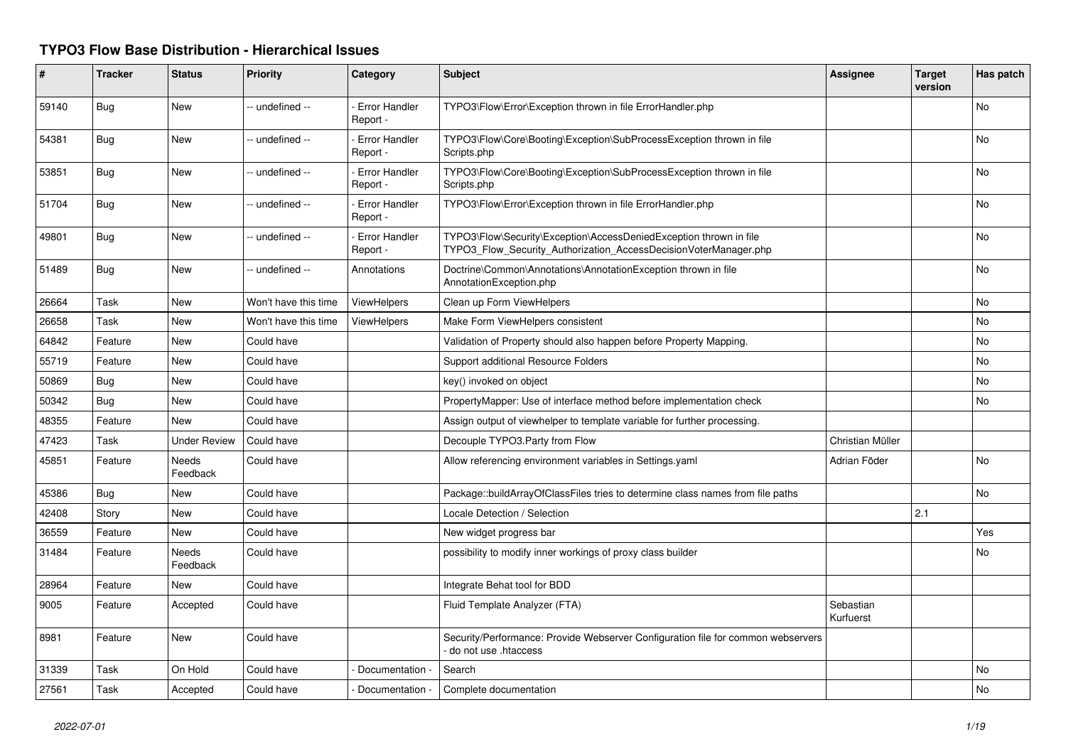# TYPO3 Flow Base Distribution - Hierarchical Issues

| # | Tracker | Status | Priority | Category | Subject | Assignee | Target version | Has patch |
|---|---|---|---|---|---|---|---|---|
| 59140 | Bug | New | -- undefined -- | - Error Handler Report - | TYPO3\Flow\Error\Exception thrown in file ErrorHandler.php | | | No |
| 54381 | Bug | New | -- undefined -- | - Error Handler Report - | TYPO3\Flow\Core\Booting\Exception\SubProcessException thrown in file Scripts.php | | | No |
| 53851 | Bug | New | -- undefined -- | - Error Handler Report - | TYPO3\Flow\Core\Booting\Exception\SubProcessException thrown in file Scripts.php | | | No |
| 51704 | Bug | New | -- undefined -- | - Error Handler Report - | TYPO3\Flow\Error\Exception thrown in file ErrorHandler.php | | | No |
| 49801 | Bug | New | -- undefined -- | - Error Handler Report - | TYPO3\Flow\Security\Exception\AccessDeniedException thrown in file TYPO3_Flow_Security_Authorization_AccessDecisionVoterManager.php | | | No |
| 51489 | Bug | New | -- undefined -- | Annotations | Doctrine\Common\Annotations\AnnotationException thrown in file AnnotationException.php | | | No |
| 26664 | Task | New | Won't have this time | ViewHelpers | Clean up Form ViewHelpers | | | No |
| 26658 | Task | New | Won't have this time | ViewHelpers | Make Form ViewHelpers consistent | | | No |
| 64842 | Feature | New | Could have | | Validation of Property should also happen before Property Mapping. | | | No |
| 55719 | Feature | New | Could have | | Support additional Resource Folders | | | No |
| 50869 | Bug | New | Could have | | key() invoked on object | | | No |
| 50342 | Bug | New | Could have | | PropertyMapper: Use of interface method before implementation check | | | No |
| 48355 | Feature | New | Could have | | Assign output of viewhelper to template variable for further processing. | | | |
| 47423 | Task | Under Review | Could have | | Decouple TYPO3.Party from Flow | Christian Müller | | |
| 45851 | Feature | Needs Feedback | Could have | | Allow referencing environment variables in Settings.yaml | Adrian Föder | | No |
| 45386 | Bug | New | Could have | | Package::buildArrayOfClassFiles tries to determine class names from file paths | | | No |
| 42408 | Story | New | Could have | | Locale Detection / Selection | | 2.1 | |
| 36559 | Feature | New | Could have | | New widget progress bar | | | Yes |
| 31484 | Feature | Needs Feedback | Could have | | possibility to modify inner workings of proxy class builder | | | No |
| 28964 | Feature | New | Could have | | Integrate Behat tool for BDD | | | |
| 9005 | Feature | Accepted | Could have | | Fluid Template Analyzer (FTA) | Sebastian Kurfuerst | | |
| 8981 | Feature | New | Could have | | Security/Performance: Provide Webserver Configuration file for common webservers - do not use .htaccess | | | |
| 31339 | Task | On Hold | Could have | - Documentation - | Search | | | No |
| 27561 | Task | Accepted | Could have | - Documentation - | Complete documentation | | | No |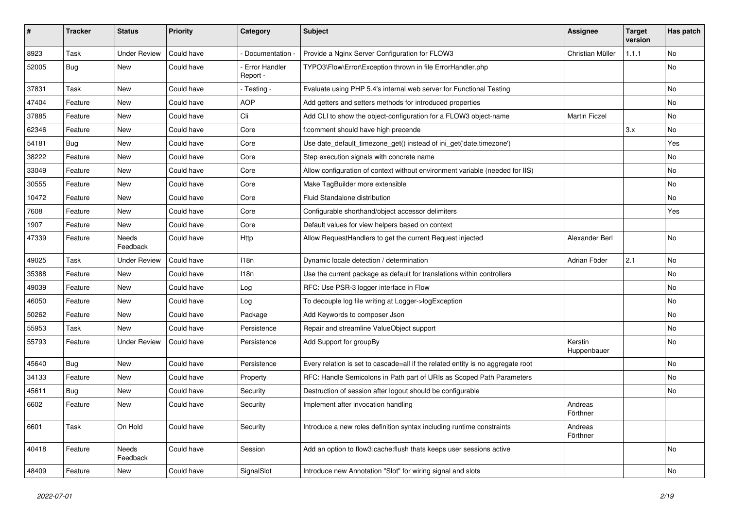| # | Tracker | Status | Priority | Category | Subject | Assignee | Target version | Has patch |
|---|---|---|---|---|---|---|---|---|
| 8923 | Task | Under Review | Could have | - Documentation - | Provide a Nginx Server Configuration for FLOW3 | Christian Müller | 1.1.1 | No |
| 52005 | Bug | New | Could have | - Error Handler Report - | TYPO3\Flow\Error\Exception thrown in file ErrorHandler.php | | | No |
| 37831 | Task | New | Could have | - Testing - | Evaluate using PHP 5.4's internal web server for Functional Testing | | | No |
| 47404 | Feature | New | Could have | AOP | Add getters and setters methods for introduced properties | | | No |
| 37885 | Feature | New | Could have | Cli | Add CLI to show the object-configuration for a FLOW3 object-name | Martin Ficzel | | No |
| 62346 | Feature | New | Could have | Core | f:comment should have high precende | | 3.x | No |
| 54181 | Bug | New | Could have | Core | Use date_default_timezone_get() instead of ini_get('date.timezone') | | | Yes |
| 38222 | Feature | New | Could have | Core | Step execution signals with concrete name | | | No |
| 33049 | Feature | New | Could have | Core | Allow configuration of context without environment variable (needed for IIS) | | | No |
| 30555 | Feature | New | Could have | Core | Make TagBuilder more extensible | | | No |
| 10472 | Feature | New | Could have | Core | Fluid Standalone distribution | | | No |
| 7608 | Feature | New | Could have | Core | Configurable shorthand/object accessor delimiters | | | Yes |
| 1907 | Feature | New | Could have | Core | Default values for view helpers based on context | | | |
| 47339 | Feature | Needs Feedback | Could have | Http | Allow RequestHandlers to get the current Request injected | Alexander Berl | | No |
| 49025 | Task | Under Review | Could have | I18n | Dynamic locale detection / determination | Adrian Föder | 2.1 | No |
| 35388 | Feature | New | Could have | I18n | Use the current package as default for translations within controllers | | | No |
| 49039 | Feature | New | Could have | Log | RFC: Use PSR-3 logger interface in Flow | | | No |
| 46050 | Feature | New | Could have | Log | To decouple log file writing at Logger->logException | | | No |
| 50262 | Feature | New | Could have | Package | Add Keywords to composer Json | | | No |
| 55953 | Task | New | Could have | Persistence | Repair and streamline ValueObject support | | | No |
| 55793 | Feature | Under Review | Could have | Persistence | Add Support for groupBy | Kerstin Huppenbauer | | No |
| 45640 | Bug | New | Could have | Persistence | Every relation is set to cascade=all if the related entity is no aggregate root | | | No |
| 34133 | Feature | New | Could have | Property | RFC: Handle Semicolons in Path part of URIs as Scoped Path Parameters | | | No |
| 45611 | Bug | New | Could have | Security | Destruction of session after logout should be configurable | | | No |
| 6602 | Feature | New | Could have | Security | Implement after invocation handling | Andreas Förthner | | |
| 6601 | Task | On Hold | Could have | Security | Introduce a new roles definition syntax including runtime constraints | Andreas Förthner | | |
| 40418 | Feature | Needs Feedback | Could have | Session | Add an option to flow3:cache:flush thats keeps user sessions active | | | No |
| 48409 | Feature | New | Could have | SignalSlot | Introduce new Annotation "Slot" for wiring signal and slots | | | No |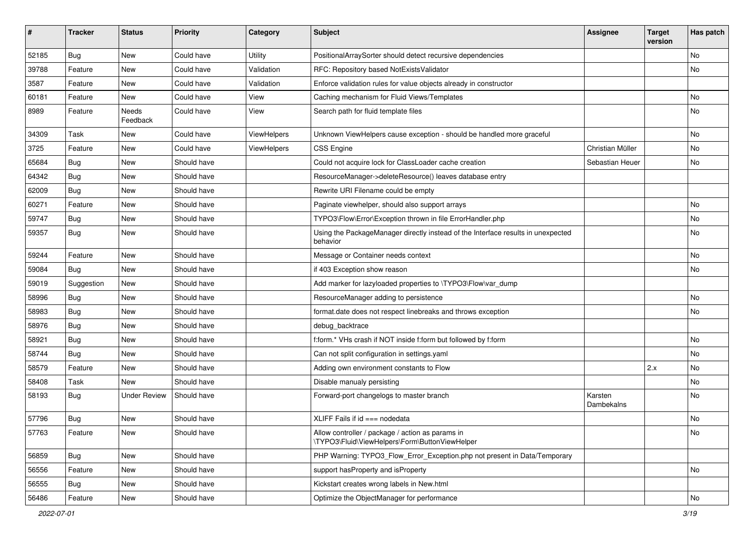| # | Tracker | Status | Priority | Category | Subject | Assignee | Target version | Has patch |
|---|---|---|---|---|---|---|---|---|
| 52185 | Bug | New | Could have | Utility | PositionalArraySorter should detect recursive dependencies | | | No |
| 39788 | Feature | New | Could have | Validation | RFC: Repository based NotExistsValidator | | | No |
| 3587 | Feature | New | Could have | Validation | Enforce validation rules for value objects already in constructor | | | |
| 60181 | Feature | New | Could have | View | Caching mechanism for Fluid Views/Templates | | | No |
| 8989 | Feature | Needs Feedback | Could have | View | Search path for fluid template files | | | No |
| 34309 | Task | New | Could have | ViewHelpers | Unknown ViewHelpers cause exception - should be handled more graceful | | | No |
| 3725 | Feature | New | Could have | ViewHelpers | CSS Engine | Christian Müller | | No |
| 65684 | Bug | New | Should have | | Could not acquire lock for ClassLoader cache creation | Sebastian Heuer | | No |
| 64342 | Bug | New | Should have | | ResourceManager->deleteResource() leaves database entry | | | |
| 62009 | Bug | New | Should have | | Rewrite URI Filename could be empty | | | |
| 60271 | Feature | New | Should have | | Paginate viewhelper, should also support arrays | | | No |
| 59747 | Bug | New | Should have | | TYPO3\Flow\Error\Exception thrown in file ErrorHandler.php | | | No |
| 59357 | Bug | New | Should have | | Using the PackageManager directly instead of the Interface results in unexpected behavior | | | No |
| 59244 | Feature | New | Should have | | Message or Container needs context | | | No |
| 59084 | Bug | New | Should have | | if 403 Exception show reason | | | No |
| 59019 | Suggestion | New | Should have | | Add marker for lazyloaded properties to \TYPO3\Flow\var_dump | | | |
| 58996 | Bug | New | Should have | | ResourceManager adding to persistence | | | No |
| 58983 | Bug | New | Should have | | format.date does not respect linebreaks and throws exception | | | No |
| 58976 | Bug | New | Should have | | debug_backtrace | | | |
| 58921 | Bug | New | Should have | | f:form.* VHs crash if NOT inside f:form but followed by f:form | | | No |
| 58744 | Bug | New | Should have | | Can not split configuration in settings.yaml | | | No |
| 58579 | Feature | New | Should have | | Adding own environment constants to Flow | | 2.x | No |
| 58408 | Task | New | Should have | | Disable manualy persisting | | | No |
| 58193 | Bug | Under Review | Should have | | Forward-port changelogs to master branch | Karsten Dambekalns | | No |
| 57796 | Bug | New | Should have | | XLIFF Fails if id === nodedata | | | No |
| 57763 | Feature | New | Should have | | Allow controller / package / action as params in \TYPO3\Fluid\ViewHelpers\Form\ButtonViewHelper | | | No |
| 56859 | Bug | New | Should have | | PHP Warning: TYPO3_Flow_Error_Exception.php not present in Data/Temporary | | | |
| 56556 | Feature | New | Should have | | support hasProperty and isProperty | | | No |
| 56555 | Bug | New | Should have | | Kickstart creates wrong labels in New.html | | | |
| 56486 | Feature | New | Should have | | Optimize the ObjectManager for performance | | | No |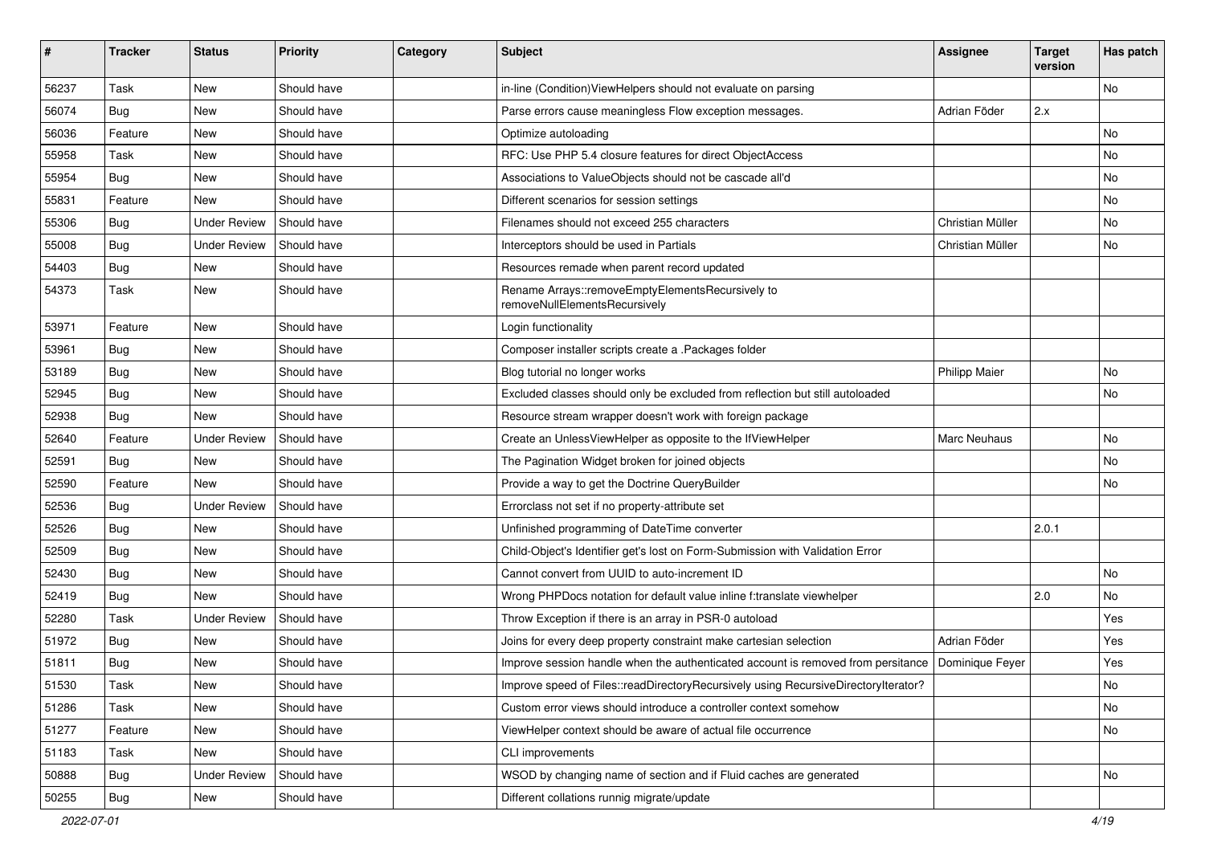| # | Tracker | Status | Priority | Category | Subject | Assignee | Target version | Has patch |
|---|---|---|---|---|---|---|---|---|
| 56237 | Task | New | Should have | | in-line (Condition)ViewHelpers should not evaluate on parsing | | | No |
| 56074 | Bug | New | Should have | | Parse errors cause meaningless Flow exception messages. | Adrian Föder | 2.x | |
| 56036 | Feature | New | Should have | | Optimize autoloading | | | No |
| 55958 | Task | New | Should have | | RFC: Use PHP 5.4 closure features for direct ObjectAccess | | | No |
| 55954 | Bug | New | Should have | | Associations to ValueObjects should not be cascade all'd | | | No |
| 55831 | Feature | New | Should have | | Different scenarios for session settings | | | No |
| 55306 | Bug | Under Review | Should have | | Filenames should not exceed 255 characters | Christian Müller | | No |
| 55008 | Bug | Under Review | Should have | | Interceptors should be used in Partials | Christian Müller | | No |
| 54403 | Bug | New | Should have | | Resources remade when parent record updated | | | |
| 54373 | Task | New | Should have | | Rename Arrays::removeEmptyElementsRecursively to removeNullElementsRecursively | | | |
| 53971 | Feature | New | Should have | | Login functionality | | | |
| 53961 | Bug | New | Should have | | Composer installer scripts create a .Packages folder | | | |
| 53189 | Bug | New | Should have | | Blog tutorial no longer works | Philipp Maier | | No |
| 52945 | Bug | New | Should have | | Excluded classes should only be excluded from reflection but still autoloaded | | | No |
| 52938 | Bug | New | Should have | | Resource stream wrapper doesn't work with foreign package | | | |
| 52640 | Feature | Under Review | Should have | | Create an UnlessViewHelper as opposite to the IfViewHelper | Marc Neuhaus | | No |
| 52591 | Bug | New | Should have | | The Pagination Widget broken for joined objects | | | No |
| 52590 | Feature | New | Should have | | Provide a way to get the Doctrine QueryBuilder | | | No |
| 52536 | Bug | Under Review | Should have | | Errorclass not set if no property-attribute set | | | |
| 52526 | Bug | New | Should have | | Unfinished programming of DateTime converter | | 2.0.1 | |
| 52509 | Bug | New | Should have | | Child-Object's Identifier get's lost on Form-Submission with Validation Error | | | |
| 52430 | Bug | New | Should have | | Cannot convert from UUID to auto-increment ID | | | No |
| 52419 | Bug | New | Should have | | Wrong PHPDocs notation for default value inline f:translate viewhelper | | 2.0 | No |
| 52280 | Task | Under Review | Should have | | Throw Exception if there is an array in PSR-0 autoload | | | Yes |
| 51972 | Bug | New | Should have | | Joins for every deep property constraint make cartesian selection | Adrian Föder | | Yes |
| 51811 | Bug | New | Should have | | Improve session handle when the authenticated account is removed from persitance | Dominique Feyer | | Yes |
| 51530 | Task | New | Should have | | Improve speed of Files::readDirectoryRecursively using RecursiveDirectoryIterator? | | | No |
| 51286 | Task | New | Should have | | Custom error views should introduce a controller context somehow | | | No |
| 51277 | Feature | New | Should have | | ViewHelper context should be aware of actual file occurrence | | | No |
| 51183 | Task | New | Should have | | CLI improvements | | | |
| 50888 | Bug | Under Review | Should have | | WSOD by changing name of section and if Fluid caches are generated | | | No |
| 50255 | Bug | New | Should have | | Different collations runnig migrate/update | | | |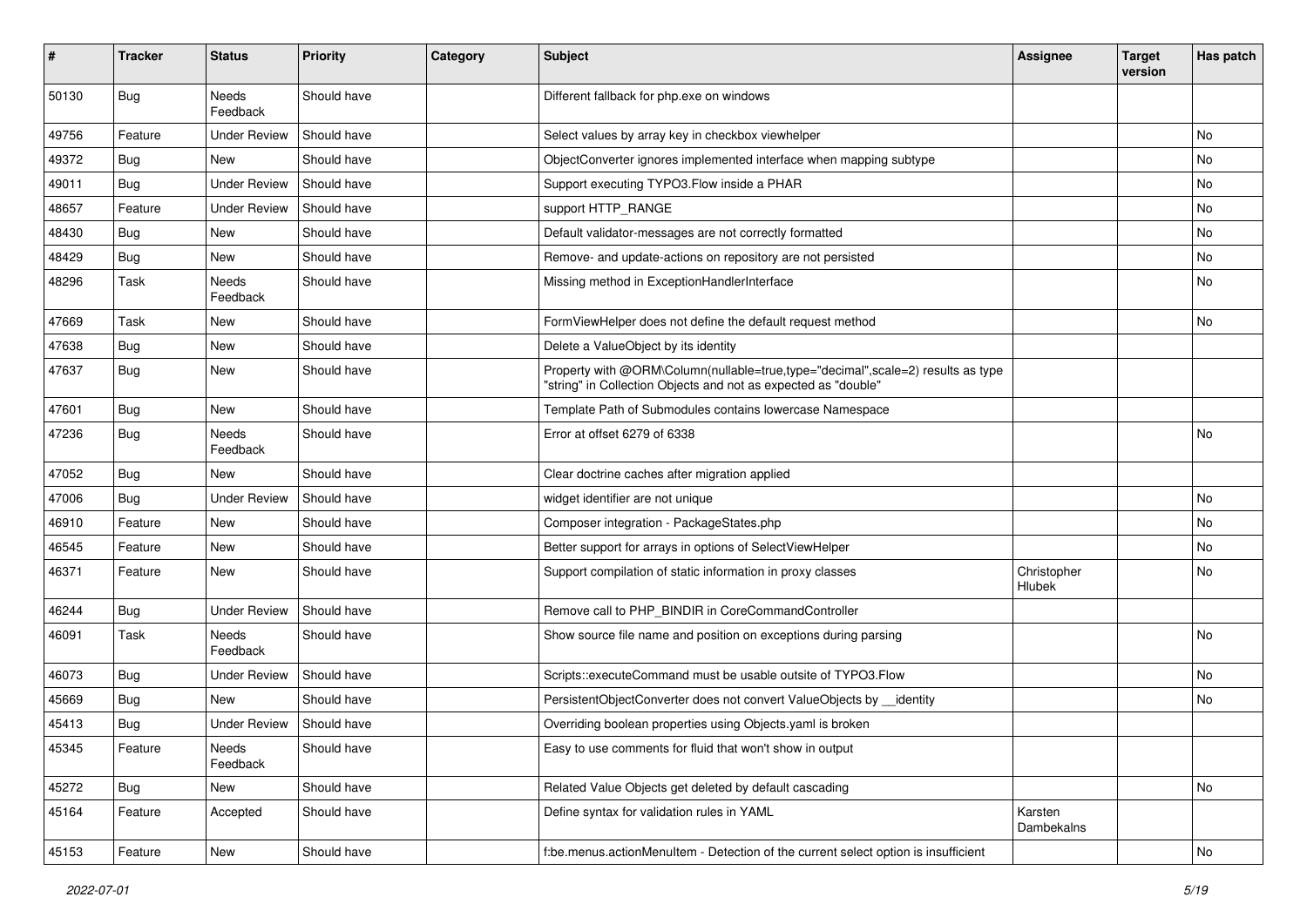| # | Tracker | Status | Priority | Category | Subject | Assignee | Target version | Has patch |
|---|---|---|---|---|---|---|---|---|
| 50130 | Bug | Needs Feedback | Should have | | Different fallback for php.exe on windows | | | |
| 49756 | Feature | Under Review | Should have | | Select values by array key in checkbox viewhelper | | | No |
| 49372 | Bug | New | Should have | | ObjectConverter ignores implemented interface when mapping subtype | | | No |
| 49011 | Bug | Under Review | Should have | | Support executing TYPO3.Flow inside a PHAR | | | No |
| 48657 | Feature | Under Review | Should have | | support HTTP_RANGE | | | No |
| 48430 | Bug | New | Should have | | Default validator-messages are not correctly formatted | | | No |
| 48429 | Bug | New | Should have | | Remove- and update-actions on repository are not persisted | | | No |
| 48296 | Task | Needs Feedback | Should have | | Missing method in ExceptionHandlerInterface | | | No |
| 47669 | Task | New | Should have | | FormViewHelper does not define the default request method | | | No |
| 47638 | Bug | New | Should have | | Delete a ValueObject by its identity | | | |
| 47637 | Bug | New | Should have | | Property with @ORM\Column(nullable=true,type="decimal",scale=2) results as type "string" in Collection Objects and not as expected as "double" | | | |
| 47601 | Bug | New | Should have | | Template Path of Submodules contains lowercase Namespace | | | |
| 47236 | Bug | Needs Feedback | Should have | | Error at offset 6279 of 6338 | | | No |
| 47052 | Bug | New | Should have | | Clear doctrine caches after migration applied | | | |
| 47006 | Bug | Under Review | Should have | | widget identifier are not unique | | | No |
| 46910 | Feature | New | Should have | | Composer integration - PackageStates.php | | | No |
| 46545 | Feature | New | Should have | | Better support for arrays in options of SelectViewHelper | | | No |
| 46371 | Feature | New | Should have | | Support compilation of static information in proxy classes | Christopher Hlubek | | No |
| 46244 | Bug | Under Review | Should have | | Remove call to PHP_BINDIR in CoreCommandController | | | |
| 46091 | Task | Needs Feedback | Should have | | Show source file name and position on exceptions during parsing | | | No |
| 46073 | Bug | Under Review | Should have | | Scripts::executeCommand must be usable outsite of TYPO3.Flow | | | No |
| 45669 | Bug | New | Should have | | PersistentObjectConverter does not convert ValueObjects by __identity | | | No |
| 45413 | Bug | Under Review | Should have | | Overriding boolean properties using Objects.yaml is broken | | | |
| 45345 | Feature | Needs Feedback | Should have | | Easy to use comments for fluid that won't show in output | | | |
| 45272 | Bug | New | Should have | | Related Value Objects get deleted by default cascading | | | No |
| 45164 | Feature | Accepted | Should have | | Define syntax for validation rules in YAML | Karsten Dambekalns | | |
| 45153 | Feature | New | Should have | | f:be.menus.actionMenuItem - Detection of the current select option is insufficient | | | No |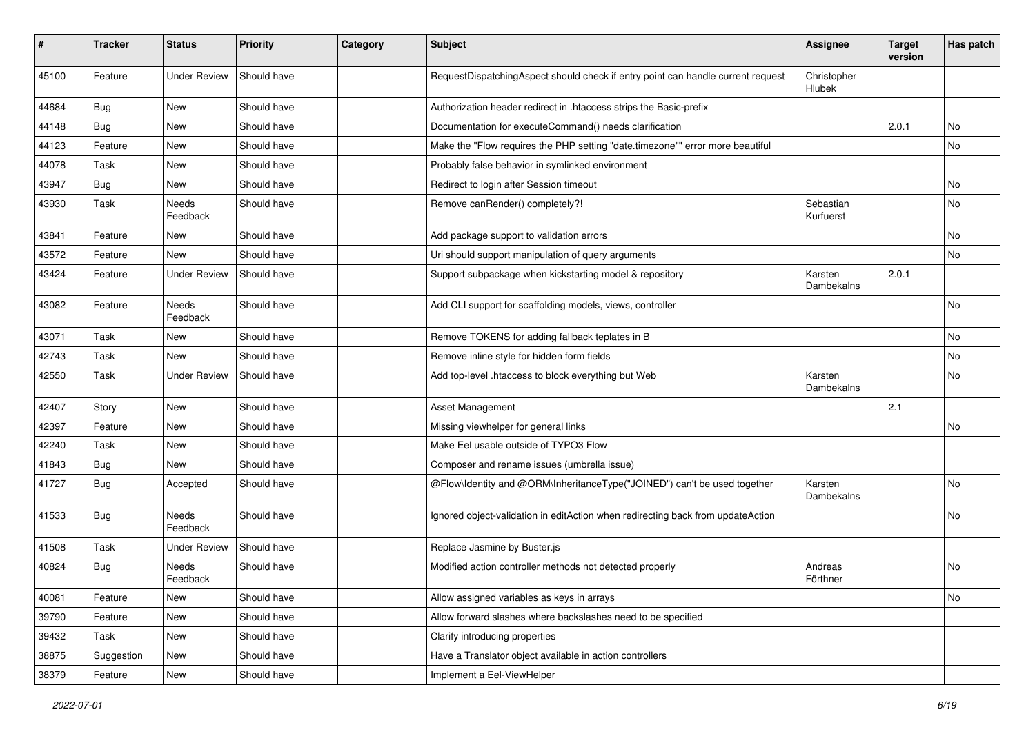| # | Tracker | Status | Priority | Category | Subject | Assignee | Target version | Has patch |
|---|---|---|---|---|---|---|---|---|
| 45100 | Feature | Under Review | Should have | | RequestDispatchingAspect should check if entry point can handle current request | Christopher Hlubek | | |
| 44684 | Bug | New | Should have | | Authorization header redirect in .htaccess strips the Basic-prefix | | | |
| 44148 | Bug | New | Should have | | Documentation for executeCommand() needs clarification | | 2.0.1 | No |
| 44123 | Feature | New | Should have | | Make the "Flow requires the PHP setting "date.timezone"" error more beautiful | | | No |
| 44078 | Task | New | Should have | | Probably false behavior in symlinked environment | | | |
| 43947 | Bug | New | Should have | | Redirect to login after Session timeout | | | No |
| 43930 | Task | Needs Feedback | Should have | | Remove canRender() completely?! | Sebastian Kurfuerst | | No |
| 43841 | Feature | New | Should have | | Add package support to validation errors | | | No |
| 43572 | Feature | New | Should have | | Uri should support manipulation of query arguments | | | No |
| 43424 | Feature | Under Review | Should have | | Support subpackage when kickstarting model & repository | Karsten Dambekalns | 2.0.1 | |
| 43082 | Feature | Needs Feedback | Should have | | Add CLI support for scaffolding models, views, controller | | | No |
| 43071 | Task | New | Should have | | Remove TOKENS for adding fallback teplates in B | | | No |
| 42743 | Task | New | Should have | | Remove inline style for hidden form fields | | | No |
| 42550 | Task | Under Review | Should have | | Add top-level .htaccess to block everything but Web | Karsten Dambekalns | | No |
| 42407 | Story | New | Should have | | Asset Management | | 2.1 | |
| 42397 | Feature | New | Should have | | Missing viewhelper for general links | | | No |
| 42240 | Task | New | Should have | | Make Eel usable outside of TYPO3 Flow | | | |
| 41843 | Bug | New | Should have | | Composer and rename issues (umbrella issue) | | | |
| 41727 | Bug | Accepted | Should have | | @Flow\Identity and @ORM\InheritanceType("JOINED") can't be used together | Karsten Dambekalns | | No |
| 41533 | Bug | Needs Feedback | Should have | | Ignored object-validation in editAction when redirecting back from updateAction | | | No |
| 41508 | Task | Under Review | Should have | | Replace Jasmine by Buster.js | | | |
| 40824 | Bug | Needs Feedback | Should have | | Modified action controller methods not detected properly | Andreas Förthner | | No |
| 40081 | Feature | New | Should have | | Allow assigned variables as keys in arrays | | | No |
| 39790 | Feature | New | Should have | | Allow forward slashes where backslashes need to be specified | | | |
| 39432 | Task | New | Should have | | Clarify introducing properties | | | |
| 38875 | Suggestion | New | Should have | | Have a Translator object available in action controllers | | | |
| 38379 | Feature | New | Should have | | Implement a Eel-ViewHelper | | | |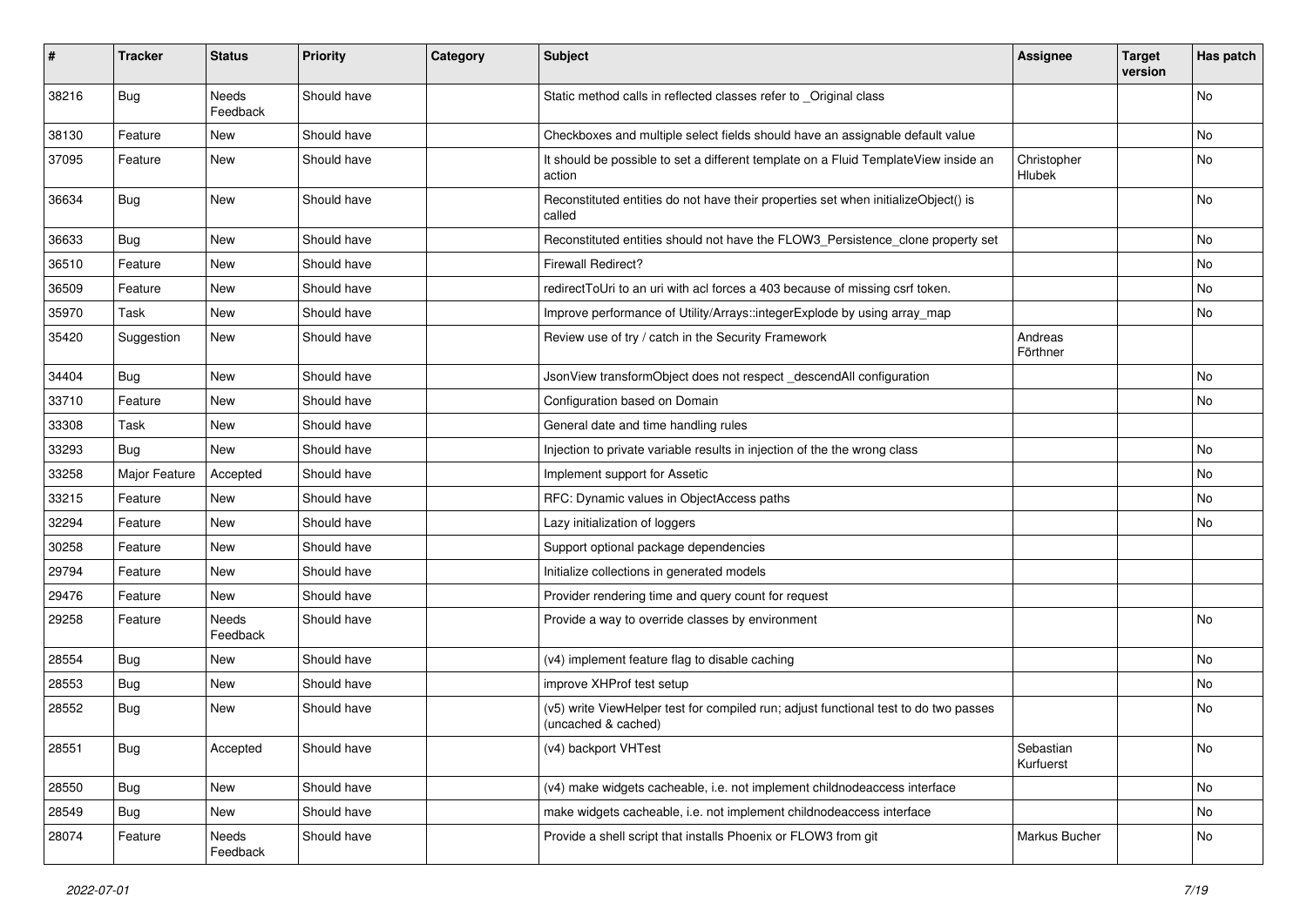| # | Tracker | Status | Priority | Category | Subject | Assignee | Target version | Has patch |
|---|---|---|---|---|---|---|---|---|
| 38216 | Bug | Needs Feedback | Should have | | Static method calls in reflected classes refer to _Original class | | | No |
| 38130 | Feature | New | Should have | | Checkboxes and multiple select fields should have an assignable default value | | | No |
| 37095 | Feature | New | Should have | | It should be possible to set a different template on a Fluid TemplateView inside an action | Christopher Hlubek | | No |
| 36634 | Bug | New | Should have | | Reconstituted entities do not have their properties set when initializeObject() is called | | | No |
| 36633 | Bug | New | Should have | | Reconstituted entities should not have the FLOW3_Persistence_clone property set | | | No |
| 36510 | Feature | New | Should have | | Firewall Redirect? | | | No |
| 36509 | Feature | New | Should have | | redirectToUri to an uri with acl forces a 403 because of missing csrf token. | | | No |
| 35970 | Task | New | Should have | | Improve performance of Utility/Arrays::integerExplode by using array_map | | | No |
| 35420 | Suggestion | New | Should have | | Review use of try / catch in the Security Framework | Andreas Förthner | | |
| 34404 | Bug | New | Should have | | JsonView transformObject does not respect _descendAll configuration | | | No |
| 33710 | Feature | New | Should have | | Configuration based on Domain | | | No |
| 33308 | Task | New | Should have | | General date and time handling rules | | | |
| 33293 | Bug | New | Should have | | Injection to private variable results in injection of the the wrong class | | | No |
| 33258 | Major Feature | Accepted | Should have | | Implement support for Assetic | | | No |
| 33215 | Feature | New | Should have | | RFC: Dynamic values in ObjectAccess paths | | | No |
| 32294 | Feature | New | Should have | | Lazy initialization of loggers | | | No |
| 30258 | Feature | New | Should have | | Support optional package dependencies | | | |
| 29794 | Feature | New | Should have | | Initialize collections in generated models | | | |
| 29476 | Feature | New | Should have | | Provider rendering time and query count for request | | | |
| 29258 | Feature | Needs Feedback | Should have | | Provide a way to override classes by environment | | | No |
| 28554 | Bug | New | Should have | | (v4) implement feature flag to disable caching | | | No |
| 28553 | Bug | New | Should have | | improve XHProf test setup | | | No |
| 28552 | Bug | New | Should have | | (v5) write ViewHelper test for compiled run; adjust functional test to do two passes (uncached & cached) | | | No |
| 28551 | Bug | Accepted | Should have | | (v4) backport VHTest | Sebastian Kurfuerst | | No |
| 28550 | Bug | New | Should have | | (v4) make widgets cacheable, i.e. not implement childnodeaccess interface | | | No |
| 28549 | Bug | New | Should have | | make widgets cacheable, i.e. not implement childnodeaccess interface | | | No |
| 28074 | Feature | Needs Feedback | Should have | | Provide a shell script that installs Phoenix or FLOW3 from git | Markus Bucher | | No |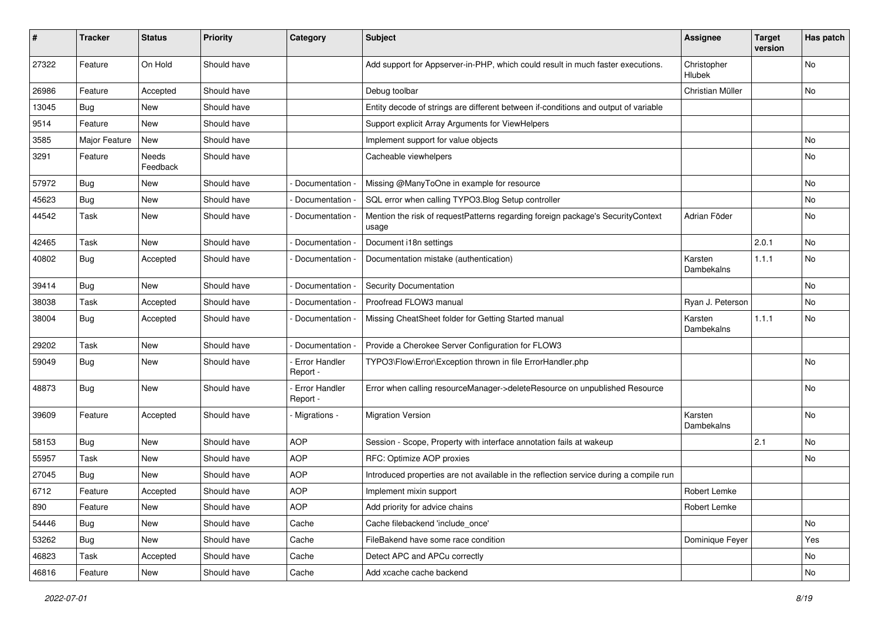| # | Tracker | Status | Priority | Category | Subject | Assignee | Target version | Has patch |
|---|---|---|---|---|---|---|---|---|
| 27322 | Feature | On Hold | Should have | | Add support for Appserver-in-PHP, which could result in much faster executions. | Christopher Hlubek | | No |
| 26986 | Feature | Accepted | Should have | | Debug toolbar | Christian Müller | | No |
| 13045 | Bug | New | Should have | | Entity decode of strings are different between if-conditions and output of variable | | | |
| 9514 | Feature | New | Should have | | Support explicit Array Arguments for ViewHelpers | | | |
| 3585 | Major Feature | New | Should have | | Implement support for value objects | | | No |
| 3291 | Feature | Needs Feedback | Should have | | Cacheable viewhelpers | | | No |
| 57972 | Bug | New | Should have | - Documentation - | Missing @ManyToOne in example for resource | | | No |
| 45623 | Bug | New | Should have | - Documentation - | SQL error when calling TYPO3.Blog Setup controller | | | No |
| 44542 | Task | New | Should have | - Documentation - | Mention the risk of requestPatterns regarding foreign package's SecurityContext usage | Adrian Föder | | No |
| 42465 | Task | New | Should have | - Documentation - | Document i18n settings | | 2.0.1 | No |
| 40802 | Bug | Accepted | Should have | - Documentation - | Documentation mistake (authentication) | Karsten Dambekalns | 1.1.1 | No |
| 39414 | Bug | New | Should have | - Documentation - | Security Documentation | | | No |
| 38038 | Task | Accepted | Should have | - Documentation - | Proofread FLOW3 manual | Ryan J. Peterson | | No |
| 38004 | Bug | Accepted | Should have | - Documentation - | Missing CheatSheet folder for Getting Started manual | Karsten Dambekalns | 1.1.1 | No |
| 29202 | Task | New | Should have | - Documentation - | Provide a Cherokee Server Configuration for FLOW3 | | | |
| 59049 | Bug | New | Should have | - Error Handler Report - | TYPO3\Flow\Error\Exception thrown in file ErrorHandler.php | | | No |
| 48873 | Bug | New | Should have | - Error Handler Report - | Error when calling resourceManager->deleteResource on unpublished Resource | | | No |
| 39609 | Feature | Accepted | Should have | - Migrations - | Migration Version | Karsten Dambekalns | | No |
| 58153 | Bug | New | Should have | AOP | Session - Scope, Property with interface annotation fails at wakeup | | 2.1 | No |
| 55957 | Task | New | Should have | AOP | RFC: Optimize AOP proxies | | | No |
| 27045 | Bug | New | Should have | AOP | Introduced properties are not available in the reflection service during a compile run | | | |
| 6712 | Feature | Accepted | Should have | AOP | Implement mixin support | Robert Lemke | | |
| 890 | Feature | New | Should have | AOP | Add priority for advice chains | Robert Lemke | | |
| 54446 | Bug | New | Should have | Cache | Cache filebackend 'include_once' | | | No |
| 53262 | Bug | New | Should have | Cache | FileBakend have some race condition | Dominique Feyer | | Yes |
| 46823 | Task | Accepted | Should have | Cache | Detect APC and APCu correctly | | | No |
| 46816 | Feature | New | Should have | Cache | Add xcache cache backend | | | No |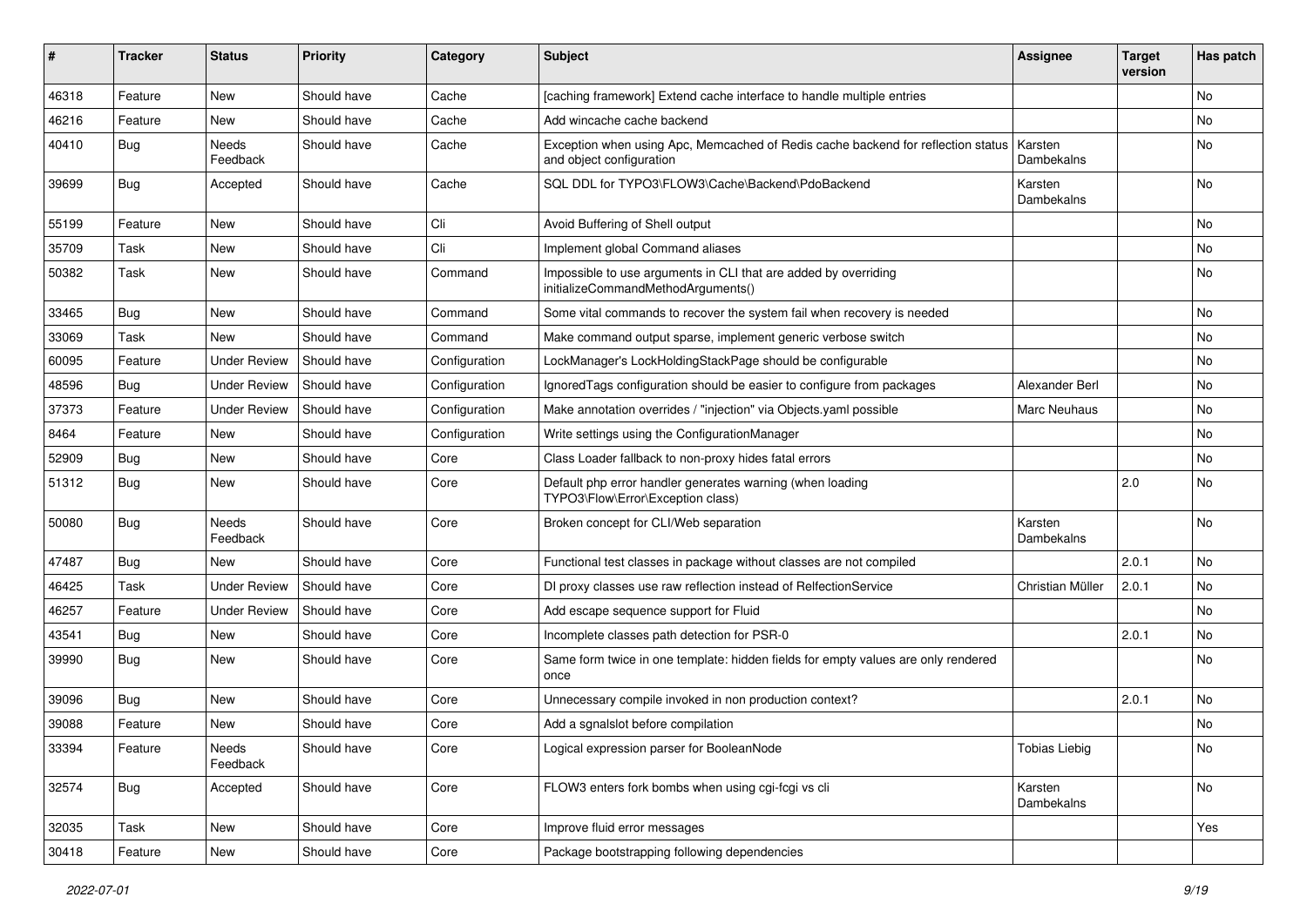| # | Tracker | Status | Priority | Category | Subject | Assignee | Target version | Has patch |
|---|---|---|---|---|---|---|---|---|
| 46318 | Feature | New | Should have | Cache | [caching framework] Extend cache interface to handle multiple entries | | | No |
| 46216 | Feature | New | Should have | Cache | Add wincache cache backend | | | No |
| 40410 | Bug | Needs Feedback | Should have | Cache | Exception when using Apc, Memcached of Redis cache backend for reflection status and object configuration | Karsten Dambekalns | | No |
| 39699 | Bug | Accepted | Should have | Cache | SQL DDL for TYPO3\FLOW3\Cache\Backend\PdoBackend | Karsten Dambekalns | | No |
| 55199 | Feature | New | Should have | Cli | Avoid Buffering of Shell output | | | No |
| 35709 | Task | New | Should have | Cli | Implement global Command aliases | | | No |
| 50382 | Task | New | Should have | Command | Impossible to use arguments in CLI that are added by overriding initializeCommandMethodArguments() | | | No |
| 33465 | Bug | New | Should have | Command | Some vital commands to recover the system fail when recovery is needed | | | No |
| 33069 | Task | New | Should have | Command | Make command output sparse, implement generic verbose switch | | | No |
| 60095 | Feature | Under Review | Should have | Configuration | LockManager's LockHoldingStackPage should be configurable | | | No |
| 48596 | Bug | Under Review | Should have | Configuration | IgnoredTags configuration should be easier to configure from packages | Alexander Berl | | No |
| 37373 | Feature | Under Review | Should have | Configuration | Make annotation overrides / "injection" via Objects.yaml possible | Marc Neuhaus | | No |
| 8464 | Feature | New | Should have | Configuration | Write settings using the ConfigurationManager | | | No |
| 52909 | Bug | New | Should have | Core | Class Loader fallback to non-proxy hides fatal errors | | | No |
| 51312 | Bug | New | Should have | Core | Default php error handler generates warning (when loading TYPO3\Flow\Error\Exception class) | | 2.0 | No |
| 50080 | Bug | Needs Feedback | Should have | Core | Broken concept for CLI/Web separation | Karsten Dambekalns | | No |
| 47487 | Bug | New | Should have | Core | Functional test classes in package without classes are not compiled | | 2.0.1 | No |
| 46425 | Task | Under Review | Should have | Core | DI proxy classes use raw reflection instead of RelfectionService | Christian Müller | 2.0.1 | No |
| 46257 | Feature | Under Review | Should have | Core | Add escape sequence support for Fluid | | | No |
| 43541 | Bug | New | Should have | Core | Incomplete classes path detection for PSR-0 | | 2.0.1 | No |
| 39990 | Bug | New | Should have | Core | Same form twice in one template: hidden fields for empty values are only rendered once | | | No |
| 39096 | Bug | New | Should have | Core | Unnecessary compile invoked in non production context? | | 2.0.1 | No |
| 39088 | Feature | New | Should have | Core | Add a sgnalslot before compilation | | | No |
| 33394 | Feature | Needs Feedback | Should have | Core | Logical expression parser for BooleanNode | Tobias Liebig | | No |
| 32574 | Bug | Accepted | Should have | Core | FLOW3 enters fork bombs when using cgi-fcgi vs cli | Karsten Dambekalns | | No |
| 32035 | Task | New | Should have | Core | Improve fluid error messages | | | Yes |
| 30418 | Feature | New | Should have | Core | Package bootstrapping following dependencies | | | |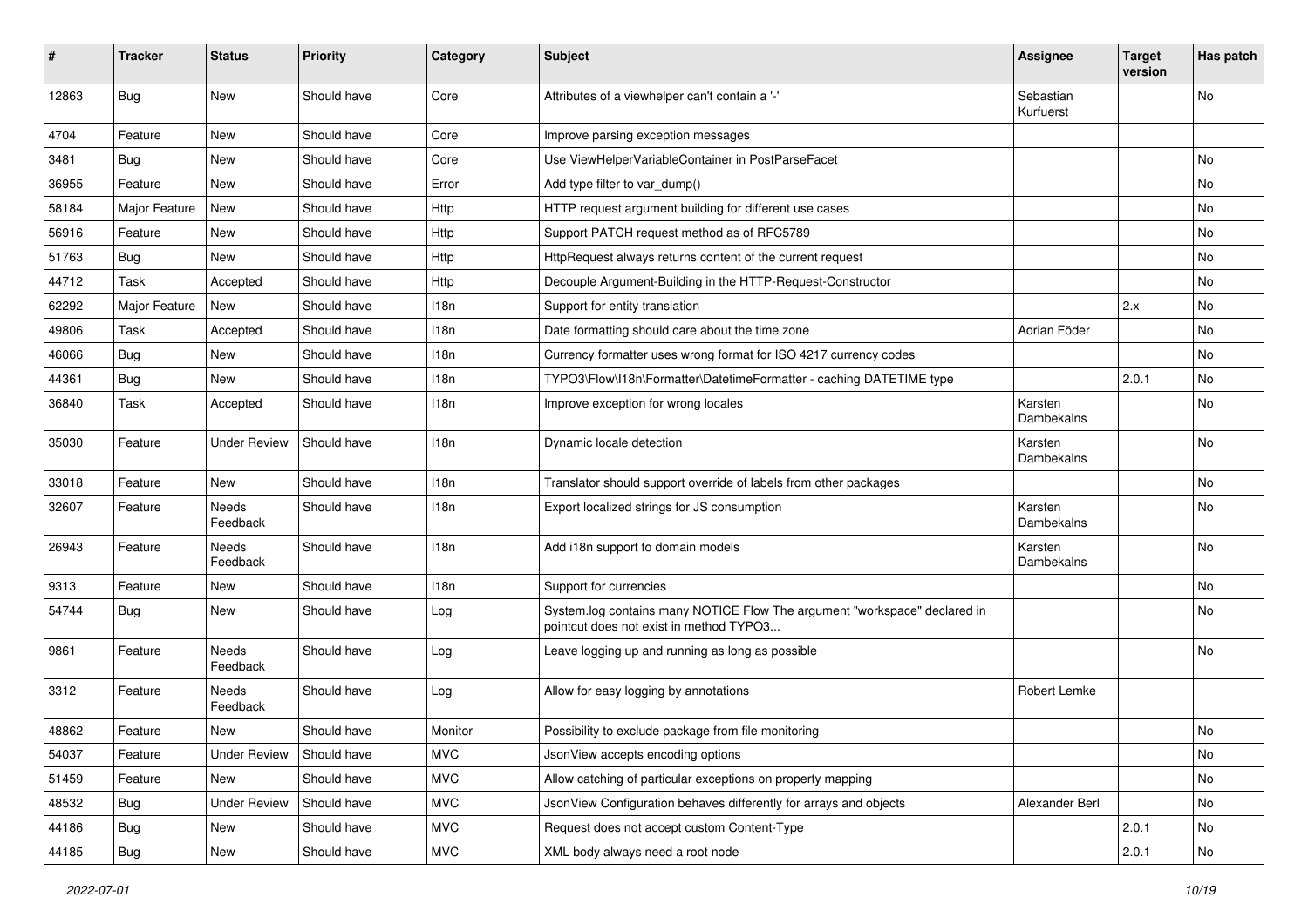| # | Tracker | Status | Priority | Category | Subject | Assignee | Target version | Has patch |
|---|---|---|---|---|---|---|---|---|
| 12863 | Bug | New | Should have | Core | Attributes of a viewhelper can't contain a '-' | Sebastian Kurfuerst | | No |
| 4704 | Feature | New | Should have | Core | Improve parsing exception messages | | | |
| 3481 | Bug | New | Should have | Core | Use ViewHelperVariableContainer in PostParseFacet | | | No |
| 36955 | Feature | New | Should have | Error | Add type filter to var_dump() | | | No |
| 58184 | Major Feature | New | Should have | Http | HTTP request argument building for different use cases | | | No |
| 56916 | Feature | New | Should have | Http | Support PATCH request method as of RFC5789 | | | No |
| 51763 | Bug | New | Should have | Http | HttpRequest always returns content of the current request | | | No |
| 44712 | Task | Accepted | Should have | Http | Decouple Argument-Building in the HTTP-Request-Constructor | | | No |
| 62292 | Major Feature | New | Should have | I18n | Support for entity translation | | 2.x | No |
| 49806 | Task | Accepted | Should have | I18n | Date formatting should care about the time zone | Adrian Föder | | No |
| 46066 | Bug | New | Should have | I18n | Currency formatter uses wrong format for ISO 4217 currency codes | | | No |
| 44361 | Bug | New | Should have | I18n | TYPO3\Flow\I18n\Formatter\DatetimeFormatter - caching DATETIME type | | 2.0.1 | No |
| 36840 | Task | Accepted | Should have | I18n | Improve exception for wrong locales | Karsten Dambekalns | | No |
| 35030 | Feature | Under Review | Should have | I18n | Dynamic locale detection | Karsten Dambekalns | | No |
| 33018 | Feature | New | Should have | I18n | Translator should support override of labels from other packages | | | No |
| 32607 | Feature | Needs Feedback | Should have | I18n | Export localized strings for JS consumption | Karsten Dambekalns | | No |
| 26943 | Feature | Needs Feedback | Should have | I18n | Add i18n support to domain models | Karsten Dambekalns | | No |
| 9313 | Feature | New | Should have | I18n | Support for currencies | | | No |
| 54744 | Bug | New | Should have | Log | System.log contains many NOTICE Flow The argument "workspace" declared in pointcut does not exist in method TYPO3... | | | No |
| 9861 | Feature | Needs Feedback | Should have | Log | Leave logging up and running as long as possible | | | No |
| 3312 | Feature | Needs Feedback | Should have | Log | Allow for easy logging by annotations | Robert Lemke | | |
| 48862 | Feature | New | Should have | Monitor | Possibility to exclude package from file monitoring | | | No |
| 54037 | Feature | Under Review | Should have | MVC | JsonView accepts encoding options | | | No |
| 51459 | Feature | New | Should have | MVC | Allow catching of particular exceptions on property mapping | | | No |
| 48532 | Bug | Under Review | Should have | MVC | JsonView Configuration behaves differently for arrays and objects | Alexander Berl | | No |
| 44186 | Bug | New | Should have | MVC | Request does not accept custom Content-Type | | 2.0.1 | No |
| 44185 | Bug | New | Should have | MVC | XML body always need a root node | | 2.0.1 | No |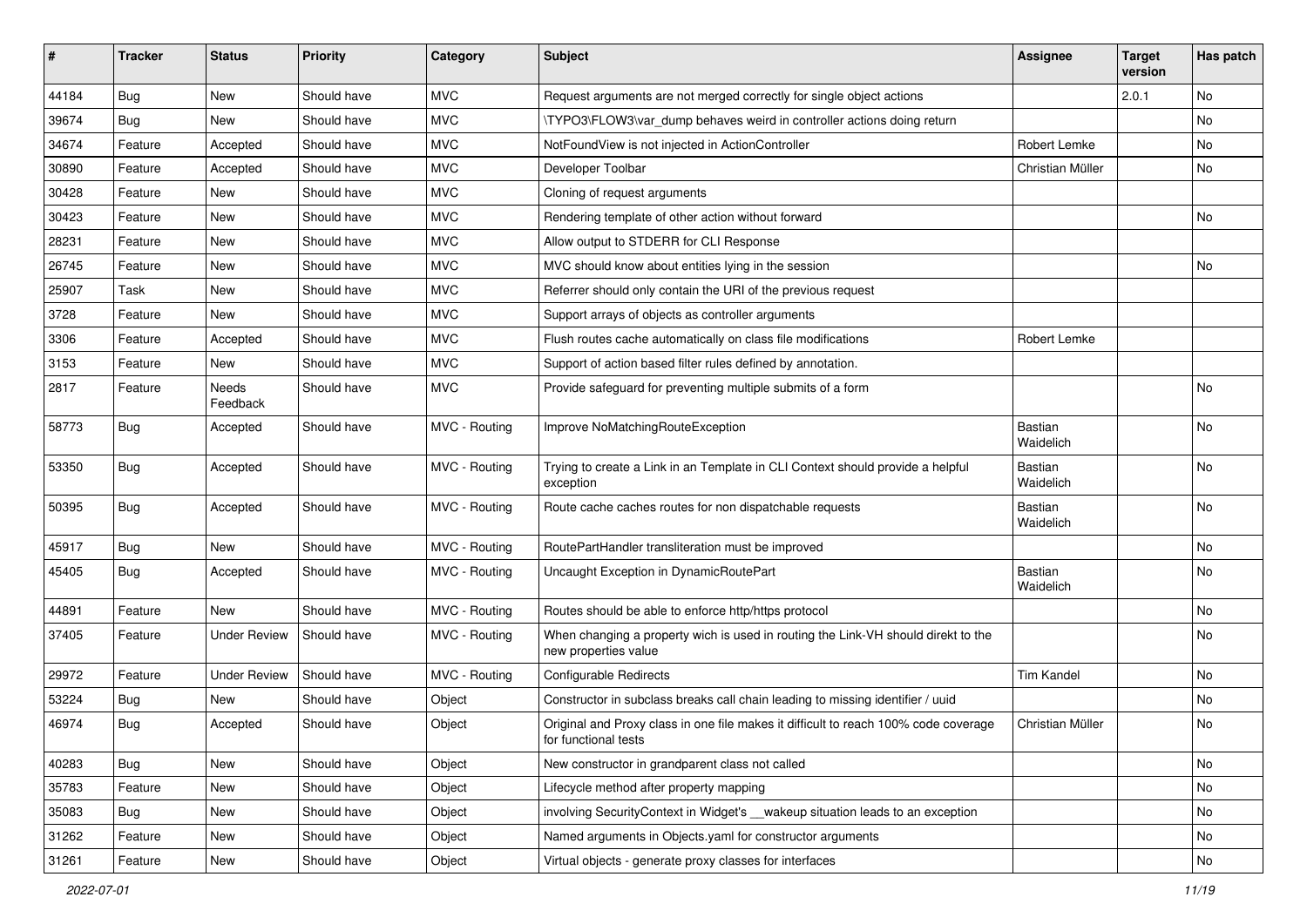| # | Tracker | Status | Priority | Category | Subject | Assignee | Target version | Has patch |
|---|---|---|---|---|---|---|---|---|
| 44184 | Bug | New | Should have | MVC | Request arguments are not merged correctly for single object actions | | 2.0.1 | No |
| 39674 | Bug | New | Should have | MVC | \TYPO3\FLOW3\var_dump behaves weird in controller actions doing return | | | No |
| 34674 | Feature | Accepted | Should have | MVC | NotFoundView is not injected in ActionController | Robert Lemke | | No |
| 30890 | Feature | Accepted | Should have | MVC | Developer Toolbar | Christian Müller | | No |
| 30428 | Feature | New | Should have | MVC | Cloning of request arguments | | | |
| 30423 | Feature | New | Should have | MVC | Rendering template of other action without forward | | | No |
| 28231 | Feature | New | Should have | MVC | Allow output to STDERR for CLI Response | | | |
| 26745 | Feature | New | Should have | MVC | MVC should know about entities lying in the session | | | No |
| 25907 | Task | New | Should have | MVC | Referrer should only contain the URI of the previous request | | | |
| 3728 | Feature | New | Should have | MVC | Support arrays of objects as controller arguments | | | |
| 3306 | Feature | Accepted | Should have | MVC | Flush routes cache automatically on class file modifications | Robert Lemke | | |
| 3153 | Feature | New | Should have | MVC | Support of action based filter rules defined by annotation. | | | |
| 2817 | Feature | Needs Feedback | Should have | MVC | Provide safeguard for preventing multiple submits of a form | | | No |
| 58773 | Bug | Accepted | Should have | MVC - Routing | Improve NoMatchingRouteException | Bastian Waidelich | | No |
| 53350 | Bug | Accepted | Should have | MVC - Routing | Trying to create a Link in an Template in CLI Context should provide a helpful exception | Bastian Waidelich | | No |
| 50395 | Bug | Accepted | Should have | MVC - Routing | Route cache caches routes for non dispatchable requests | Bastian Waidelich | | No |
| 45917 | Bug | New | Should have | MVC - Routing | RoutePartHandler transliteration must be improved | | | No |
| 45405 | Bug | Accepted | Should have | MVC - Routing | Uncaught Exception in DynamicRoutePart | Bastian Waidelich | | No |
| 44891 | Feature | New | Should have | MVC - Routing | Routes should be able to enforce http/https protocol | | | No |
| 37405 | Feature | Under Review | Should have | MVC - Routing | When changing a property wich is used in routing the Link-VH should direkt to the new properties value | | | No |
| 29972 | Feature | Under Review | Should have | MVC - Routing | Configurable Redirects | Tim Kandel | | No |
| 53224 | Bug | New | Should have | Object | Constructor in subclass breaks call chain leading to missing identifier / uuid | | | No |
| 46974 | Bug | Accepted | Should have | Object | Original and Proxy class in one file makes it difficult to reach 100% code coverage for functional tests | Christian Müller | | No |
| 40283 | Bug | New | Should have | Object | New constructor in grandparent class not called | | | No |
| 35783 | Feature | New | Should have | Object | Lifecycle method after property mapping | | | No |
| 35083 | Bug | New | Should have | Object | involving SecurityContext in Widget's __wakeup situation leads to an exception | | | No |
| 31262 | Feature | New | Should have | Object | Named arguments in Objects.yaml for constructor arguments | | | No |
| 31261 | Feature | New | Should have | Object | Virtual objects - generate proxy classes for interfaces | | | No |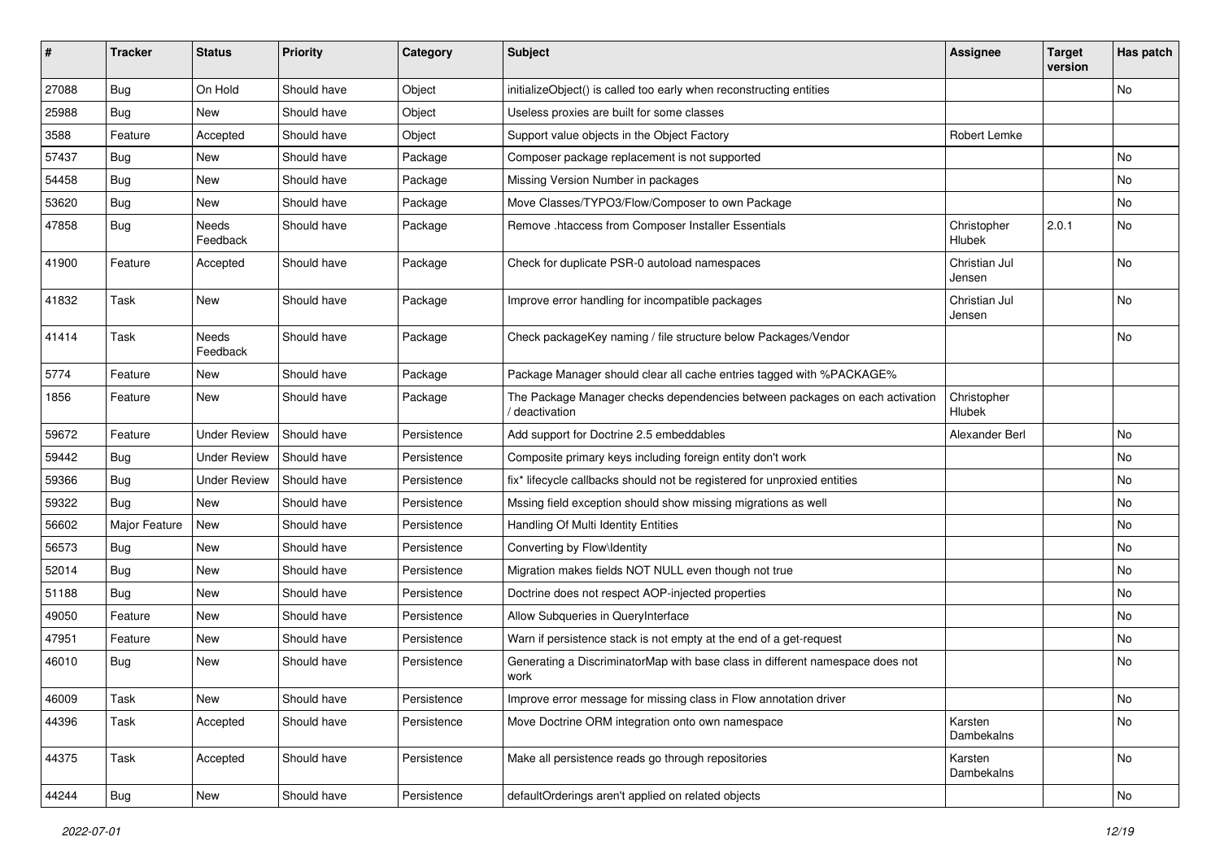| # | Tracker | Status | Priority | Category | Subject | Assignee | Target version | Has patch |
|---|---|---|---|---|---|---|---|---|
| 27088 | Bug | On Hold | Should have | Object | initializeObject() is called too early when reconstructing entities | | | No |
| 25988 | Bug | New | Should have | Object | Useless proxies are built for some classes | | | No |
| 3588 | Feature | Accepted | Should have | Object | Support value objects in the Object Factory | Robert Lemke | | |
| 57437 | Bug | New | Should have | Package | Composer package replacement is not supported | | | No |
| 54458 | Bug | New | Should have | Package | Missing Version Number in packages | | | No |
| 53620 | Bug | New | Should have | Package | Move Classes/TYPO3/Flow/Composer to own Package | | | No |
| 47858 | Bug | Needs Feedback | Should have | Package | Remove .htaccess from Composer Installer Essentials | Christopher Hlubek | 2.0.1 | No |
| 41900 | Feature | Accepted | Should have | Package | Check for duplicate PSR-0 autoload namespaces | Christian Jul Jensen | | No |
| 41832 | Task | New | Should have | Package | Improve error handling for incompatible packages | Christian Jul Jensen | | No |
| 41414 | Task | Needs Feedback | Should have | Package | Check packageKey naming / file structure below Packages/Vendor | | | No |
| 5774 | Feature | New | Should have | Package | Package Manager should clear all cache entries tagged with %PACKAGE% | | | |
| 1856 | Feature | New | Should have | Package | The Package Manager checks dependencies between packages on each activation / deactivation | Christopher Hlubek | | |
| 59672 | Feature | Under Review | Should have | Persistence | Add support for Doctrine 2.5 embeddables | Alexander Berl | | No |
| 59442 | Bug | Under Review | Should have | Persistence | Composite primary keys including foreign entity don't work | | | No |
| 59366 | Bug | Under Review | Should have | Persistence | fix* lifecycle callbacks should not be registered for unproxied entities | | | No |
| 59322 | Bug | New | Should have | Persistence | Mssing field exception should show missing migrations as well | | | No |
| 56602 | Major Feature | New | Should have | Persistence | Handling Of Multi Identity Entities | | | No |
| 56573 | Bug | New | Should have | Persistence | Converting by Flow\Identity | | | No |
| 52014 | Bug | New | Should have | Persistence | Migration makes fields NOT NULL even though not true | | | No |
| 51188 | Bug | New | Should have | Persistence | Doctrine does not respect AOP-injected properties | | | No |
| 49050 | Feature | New | Should have | Persistence | Allow Subqueries in QueryInterface | | | No |
| 47951 | Feature | New | Should have | Persistence | Warn if persistence stack is not empty at the end of a get-request | | | No |
| 46010 | Bug | New | Should have | Persistence | Generating a DiscriminatorMap with base class in different namespace does not work | | | No |
| 46009 | Task | New | Should have | Persistence | Improve error message for missing class in Flow annotation driver | | | No |
| 44396 | Task | Accepted | Should have | Persistence | Move Doctrine ORM integration onto own namespace | Karsten Dambekalns | | No |
| 44375 | Task | Accepted | Should have | Persistence | Make all persistence reads go through repositories | Karsten Dambekalns | | No |
| 44244 | Bug | New | Should have | Persistence | defaultOrderings aren't applied on related objects | | | No |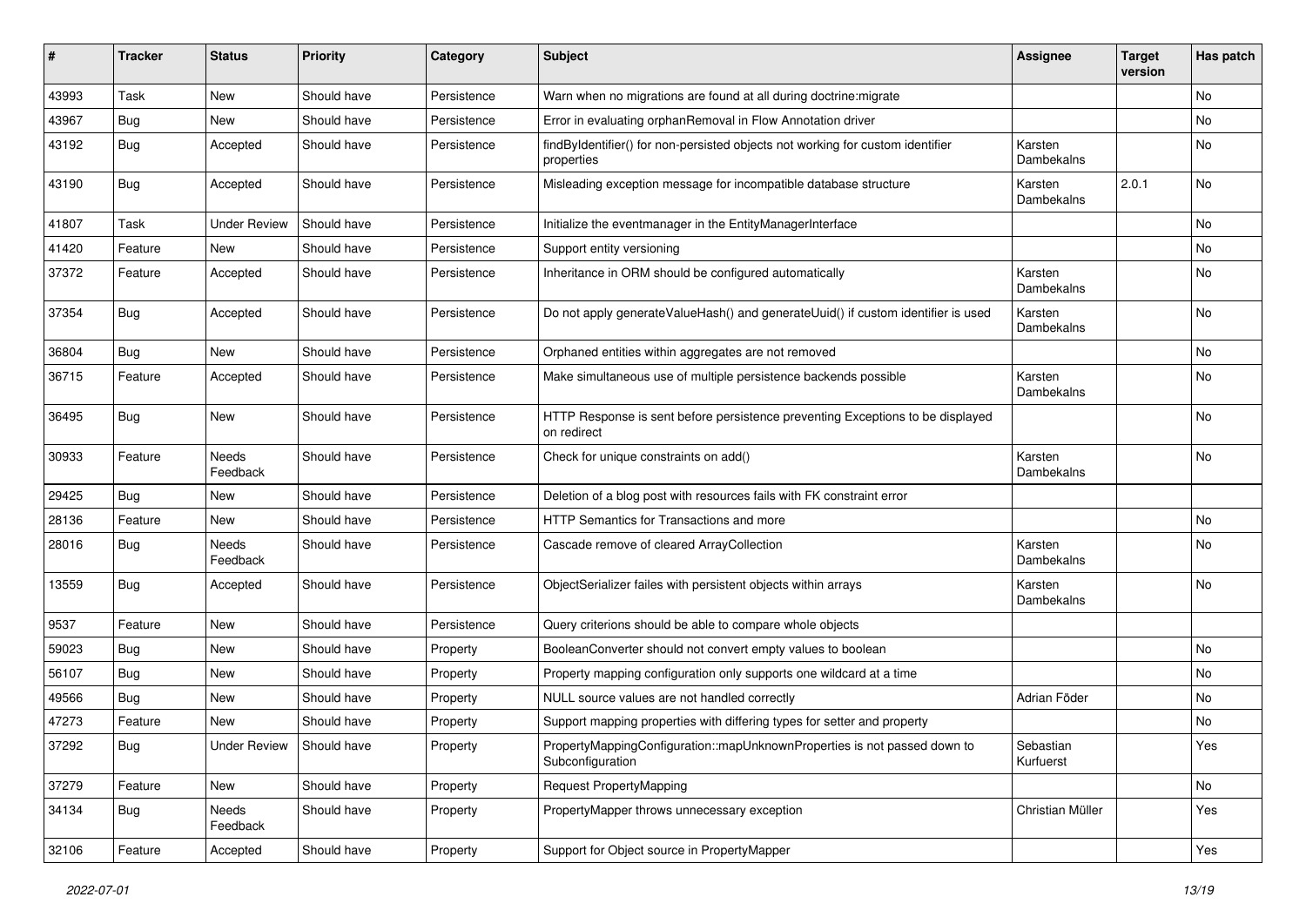| # | Tracker | Status | Priority | Category | Subject | Assignee | Target version | Has patch |
|---|---|---|---|---|---|---|---|---|
| 43993 | Task | New | Should have | Persistence | Warn when no migrations are found at all during doctrine:migrate | | | No |
| 43967 | Bug | New | Should have | Persistence | Error in evaluating orphanRemoval in Flow Annotation driver | | | No |
| 43192 | Bug | Accepted | Should have | Persistence | findByIdentifier() for non-persisted objects not working for custom identifier properties | Karsten Dambekalns | | No |
| 43190 | Bug | Accepted | Should have | Persistence | Misleading exception message for incompatible database structure | Karsten Dambekalns | 2.0.1 | No |
| 41807 | Task | Under Review | Should have | Persistence | Initialize the eventmanager in the EntityManagerInterface | | | No |
| 41420 | Feature | New | Should have | Persistence | Support entity versioning | | | No |
| 37372 | Feature | Accepted | Should have | Persistence | Inheritance in ORM should be configured automatically | Karsten Dambekalns | | No |
| 37354 | Bug | Accepted | Should have | Persistence | Do not apply generateValueHash() and generateUuid() if custom identifier is used | Karsten Dambekalns | | No |
| 36804 | Bug | New | Should have | Persistence | Orphaned entities within aggregates are not removed | | | No |
| 36715 | Feature | Accepted | Should have | Persistence | Make simultaneous use of multiple persistence backends possible | Karsten Dambekalns | | No |
| 36495 | Bug | New | Should have | Persistence | HTTP Response is sent before persistence preventing Exceptions to be displayed on redirect | | | No |
| 30933 | Feature | Needs Feedback | Should have | Persistence | Check for unique constraints on add() | Karsten Dambekalns | | No |
| 29425 | Bug | New | Should have | Persistence | Deletion of a blog post with resources fails with FK constraint error | | | |
| 28136 | Feature | New | Should have | Persistence | HTTP Semantics for Transactions and more | | | No |
| 28016 | Bug | Needs Feedback | Should have | Persistence | Cascade remove of cleared ArrayCollection | Karsten Dambekalns | | No |
| 13559 | Bug | Accepted | Should have | Persistence | ObjectSerializer failes with persistent objects within arrays | Karsten Dambekalns | | No |
| 9537 | Feature | New | Should have | Persistence | Query criterions should be able to compare whole objects | | | |
| 59023 | Bug | New | Should have | Property | BooleanConverter should not convert empty values to boolean | | | No |
| 56107 | Bug | New | Should have | Property | Property mapping configuration only supports one wildcard at a time | | | No |
| 49566 | Bug | New | Should have | Property | NULL source values are not handled correctly | Adrian Föder | | No |
| 47273 | Feature | New | Should have | Property | Support mapping properties with differing types for setter and property | | | No |
| 37292 | Bug | Under Review | Should have | Property | PropertyMappingConfiguration::mapUnknownProperties is not passed down to Subconfiguration | Sebastian Kurfuerst | | Yes |
| 37279 | Feature | New | Should have | Property | Request PropertyMapping | | | No |
| 34134 | Bug | Needs Feedback | Should have | Property | PropertyMapper throws unnecessary exception | Christian Müller | | Yes |
| 32106 | Feature | Accepted | Should have | Property | Support for Object source in PropertyMapper | | | Yes |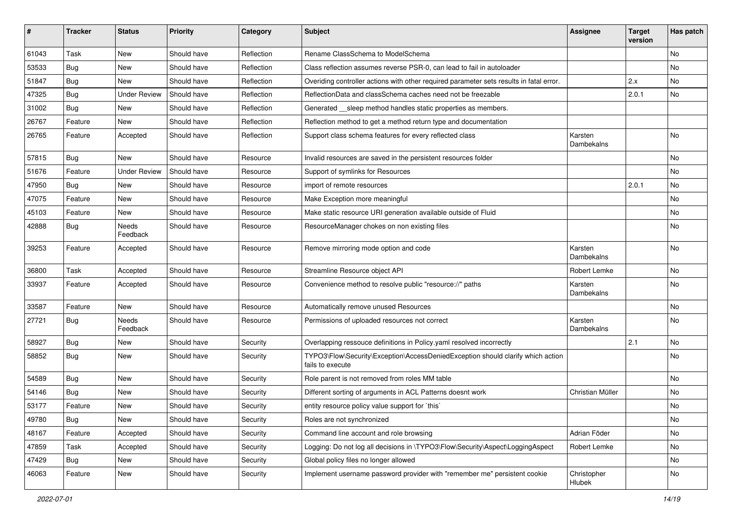| # | Tracker | Status | Priority | Category | Subject | Assignee | Target version | Has patch |
|---|---|---|---|---|---|---|---|---|
| 61043 | Task | New | Should have | Reflection | Rename ClassSchema to ModelSchema | | | No |
| 53533 | Bug | New | Should have | Reflection | Class reflection assumes reverse PSR-0, can lead to fail in autoloader | | | No |
| 51847 | Bug | New | Should have | Reflection | Overiding controller actions with other required parameter sets results in fatal error. | | 2.x | No |
| 47325 | Bug | Under Review | Should have | Reflection | ReflectionData and classSchema caches need not be freezable | | 2.0.1 | No |
| 31002 | Bug | New | Should have | Reflection | Generated __sleep method handles static properties as members. | | | |
| 26767 | Feature | New | Should have | Reflection | Reflection method to get a method return type and documentation | | | |
| 26765 | Feature | Accepted | Should have | Reflection | Support class schema features for every reflected class | Karsten Dambekalns | | No |
| 57815 | Bug | New | Should have | Resource | Invalid resources are saved in the persistent resources folder | | | No |
| 51676 | Feature | Under Review | Should have | Resource | Support of symlinks for Resources | | | No |
| 47950 | Bug | New | Should have | Resource | import of remote resources | | 2.0.1 | No |
| 47075 | Feature | New | Should have | Resource | Make Exception more meaningful | | | No |
| 45103 | Feature | New | Should have | Resource | Make static resource URI generation available outside of Fluid | | | No |
| 42888 | Bug | Needs Feedback | Should have | Resource | ResourceManager chokes on non existing files | | | No |
| 39253 | Feature | Accepted | Should have | Resource | Remove mirroring mode option and code | Karsten Dambekalns | | No |
| 36800 | Task | Accepted | Should have | Resource | Streamline Resource object API | Robert Lemke | | No |
| 33937 | Feature | Accepted | Should have | Resource | Convenience method to resolve public "resource://" paths | Karsten Dambekalns | | No |
| 33587 | Feature | New | Should have | Resource | Automatically remove unused Resources | | | No |
| 27721 | Bug | Needs Feedback | Should have | Resource | Permissions of uploaded resources not correct | Karsten Dambekalns | | No |
| 58927 | Bug | New | Should have | Security | Overlapping ressouce definitions in Policy.yaml resolved incorrectly | | 2.1 | No |
| 58852 | Bug | New | Should have | Security | TYPO3\Flow\Security\Exception\AccessDeniedException should clarify which action fails to execute | | | No |
| 54589 | Bug | New | Should have | Security | Role parent is not removed from roles MM table | | | No |
| 54146 | Bug | New | Should have | Security | Different sorting of arguments in ACL Patterns doesnt work | Christian Müller | | No |
| 53177 | Feature | New | Should have | Security | entity resource policy value support for `this` | | | No |
| 49780 | Bug | New | Should have | Security | Roles are not synchronized | | | No |
| 48167 | Feature | Accepted | Should have | Security | Command line account and role browsing | Adrian Föder | | No |
| 47859 | Task | Accepted | Should have | Security | Logging: Do not log all decisions in \TYPO3\Flow\Security\Aspect\LoggingAspect | Robert Lemke | | No |
| 47429 | Bug | New | Should have | Security | Global policy files no longer allowed | | | No |
| 46063 | Feature | New | Should have | Security | Implement username password provider with "remember me" persistent cookie | Christopher Hlubek | | No |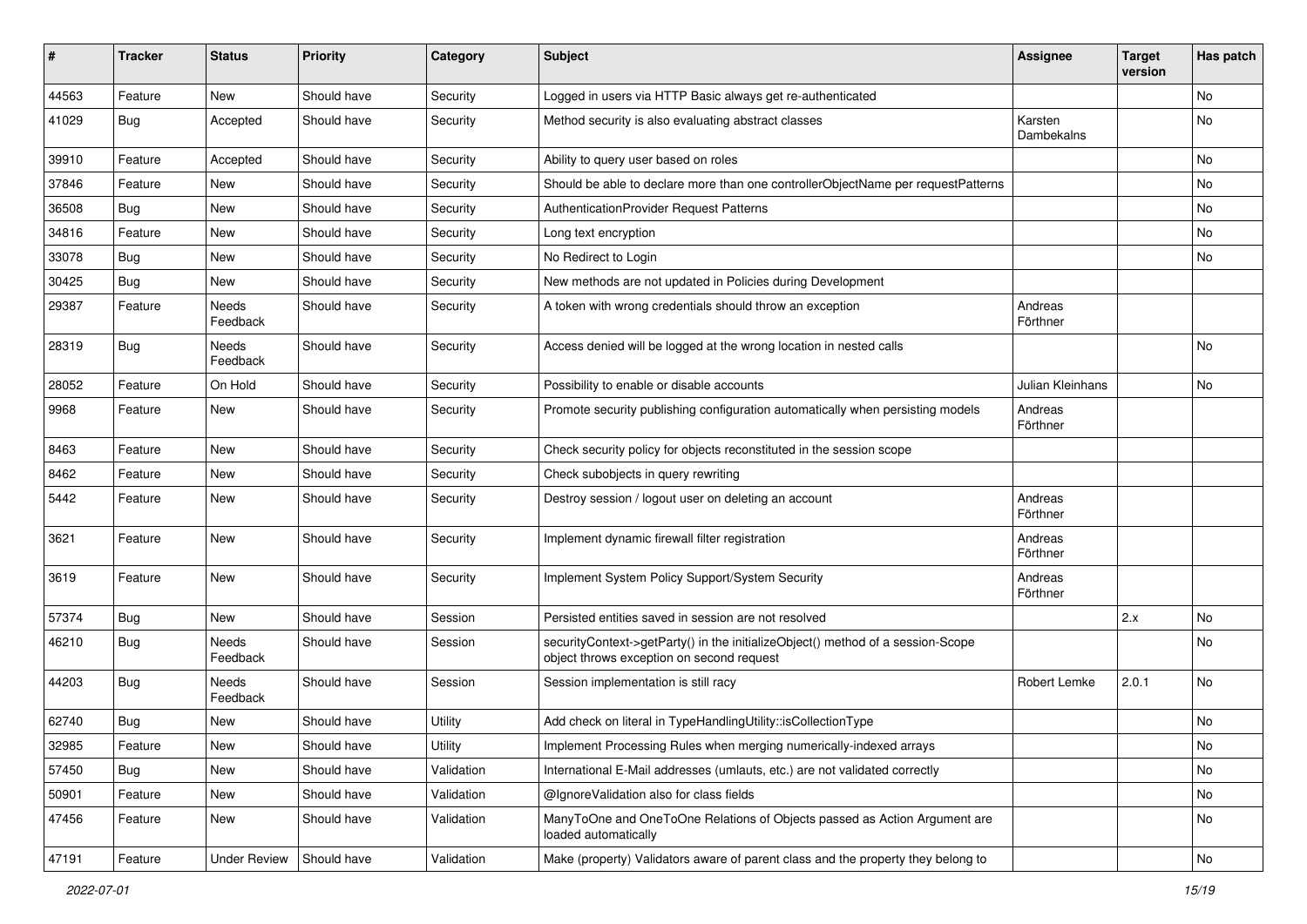| # | Tracker | Status | Priority | Category | Subject | Assignee | Target version | Has patch |
|---|---|---|---|---|---|---|---|---|
| 44563 | Feature | New | Should have | Security | Logged in users via HTTP Basic always get re-authenticated | | | No |
| 41029 | Bug | Accepted | Should have | Security | Method security is also evaluating abstract classes | Karsten Dambekalns | | No |
| 39910 | Feature | Accepted | Should have | Security | Ability to query user based on roles | | | No |
| 37846 | Feature | New | Should have | Security | Should be able to declare more than one controllerObjectName per requestPatterns | | | No |
| 36508 | Bug | New | Should have | Security | AuthenticationProvider Request Patterns | | | No |
| 34816 | Feature | New | Should have | Security | Long text encryption | | | No |
| 33078 | Bug | New | Should have | Security | No Redirect to Login | | | No |
| 30425 | Bug | New | Should have | Security | New methods are not updated in Policies during Development | | | |
| 29387 | Feature | Needs Feedback | Should have | Security | A token with wrong credentials should throw an exception | Andreas Förthner | | |
| 28319 | Bug | Needs Feedback | Should have | Security | Access denied will be logged at the wrong location in nested calls | | | No |
| 28052 | Feature | On Hold | Should have | Security | Possibility to enable or disable accounts | Julian Kleinhans | | No |
| 9968 | Feature | New | Should have | Security | Promote security publishing configuration automatically when persisting models | Andreas Förthner | | |
| 8463 | Feature | New | Should have | Security | Check security policy for objects reconstituted in the session scope | | | |
| 8462 | Feature | New | Should have | Security | Check subobjects in query rewriting | | | |
| 5442 | Feature | New | Should have | Security | Destroy session / logout user on deleting an account | Andreas Förthner | | |
| 3621 | Feature | New | Should have | Security | Implement dynamic firewall filter registration | Andreas Förthner | | |
| 3619 | Feature | New | Should have | Security | Implement System Policy Support/System Security | Andreas Förthner | | |
| 57374 | Bug | New | Should have | Session | Persisted entities saved in session are not resolved | | 2.x | No |
| 46210 | Bug | Needs Feedback | Should have | Session | securityContext->getParty() in the initializeObject() method of a session-Scope object throws exception on second request | | | No |
| 44203 | Bug | Needs Feedback | Should have | Session | Session implementation is still racy | Robert Lemke | 2.0.1 | No |
| 62740 | Bug | New | Should have | Utility | Add check on literal in TypeHandlingUtility::isCollectionType | | | No |
| 32985 | Feature | New | Should have | Utility | Implement Processing Rules when merging numerically-indexed arrays | | | No |
| 57450 | Bug | New | Should have | Validation | International E-Mail addresses (umlauts, etc.) are not validated correctly | | | No |
| 50901 | Feature | New | Should have | Validation | @IgnoreValidation also for class fields | | | No |
| 47456 | Feature | New | Should have | Validation | ManyToOne and OneToOne Relations of Objects passed as Action Argument are loaded automatically | | | No |
| 47191 | Feature | Under Review | Should have | Validation | Make (property) Validators aware of parent class and the property they belong to | | | No |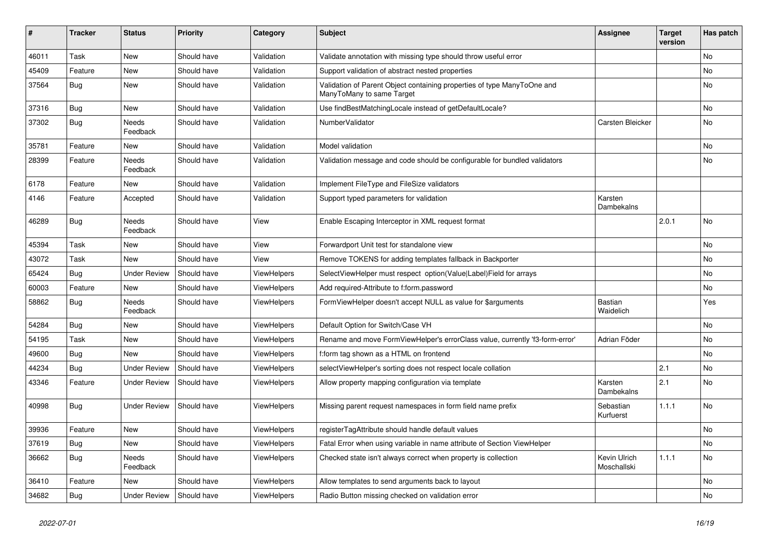| # | Tracker | Status | Priority | Category | Subject | Assignee | Target version | Has patch |
|---|---|---|---|---|---|---|---|---|
| 46011 | Task | New | Should have | Validation | Validate annotation with missing type should throw useful error | | | No |
| 45409 | Feature | New | Should have | Validation | Support validation of abstract nested properties | | | No |
| 37564 | Bug | New | Should have | Validation | Validation of Parent Object containing properties of type ManyToOne and ManyToMany to same Target | | | No |
| 37316 | Bug | New | Should have | Validation | Use findBestMatchingLocale instead of getDefaultLocale? | | | No |
| 37302 | Bug | Needs Feedback | Should have | Validation | NumberValidator | Carsten Bleicker | | No |
| 35781 | Feature | New | Should have | Validation | Model validation | | | No |
| 28399 | Feature | Needs Feedback | Should have | Validation | Validation message and code should be configurable for bundled validators | | | No |
| 6178 | Feature | New | Should have | Validation | Implement FileType and FileSize validators | | | |
| 4146 | Feature | Accepted | Should have | Validation | Support typed parameters for validation | Karsten Dambekalns | | |
| 46289 | Bug | Needs Feedback | Should have | View | Enable Escaping Interceptor in XML request format | | 2.0.1 | No |
| 45394 | Task | New | Should have | View | Forwardport Unit test for standalone view | | | No |
| 43072 | Task | New | Should have | View | Remove TOKENS for adding templates fallback in Backporter | | | No |
| 65424 | Bug | Under Review | Should have | ViewHelpers | SelectViewHelper must respect option(Value\|Label)Field for arrays | | | No |
| 60003 | Feature | New | Should have | ViewHelpers | Add required-Attribute to f:form.password | | | No |
| 58862 | Bug | Needs Feedback | Should have | ViewHelpers | FormViewHelper doesn't accept NULL as value for $arguments | Bastian Waidelich | | Yes |
| 54284 | Bug | New | Should have | ViewHelpers | Default Option for Switch/Case VH | | | No |
| 54195 | Task | New | Should have | ViewHelpers | Rename and move FormViewHelper's errorClass value, currently 'f3-form-error' | Adrian Föder | | No |
| 49600 | Bug | New | Should have | ViewHelpers | f:form tag shown as a HTML on frontend | | | No |
| 44234 | Bug | Under Review | Should have | ViewHelpers | selectViewHelper's sorting does not respect locale collation | | 2.1 | No |
| 43346 | Feature | Under Review | Should have | ViewHelpers | Allow property mapping configuration via template | Karsten Dambekalns | 2.1 | No |
| 40998 | Bug | Under Review | Should have | ViewHelpers | Missing parent request namespaces in form field name prefix | Sebastian Kurfuerst | 1.1.1 | No |
| 39936 | Feature | New | Should have | ViewHelpers | registerTagAttribute should handle default values | | | No |
| 37619 | Bug | New | Should have | ViewHelpers | Fatal Error when using variable in name attribute of Section ViewHelper | | | No |
| 36662 | Bug | Needs Feedback | Should have | ViewHelpers | Checked state isn't always correct when property is collection | Kevin Ulrich Moschallski | 1.1.1 | No |
| 36410 | Feature | New | Should have | ViewHelpers | Allow templates to send arguments back to layout | | | No |
| 34682 | Bug | Under Review | Should have | ViewHelpers | Radio Button missing checked on validation error | | | No |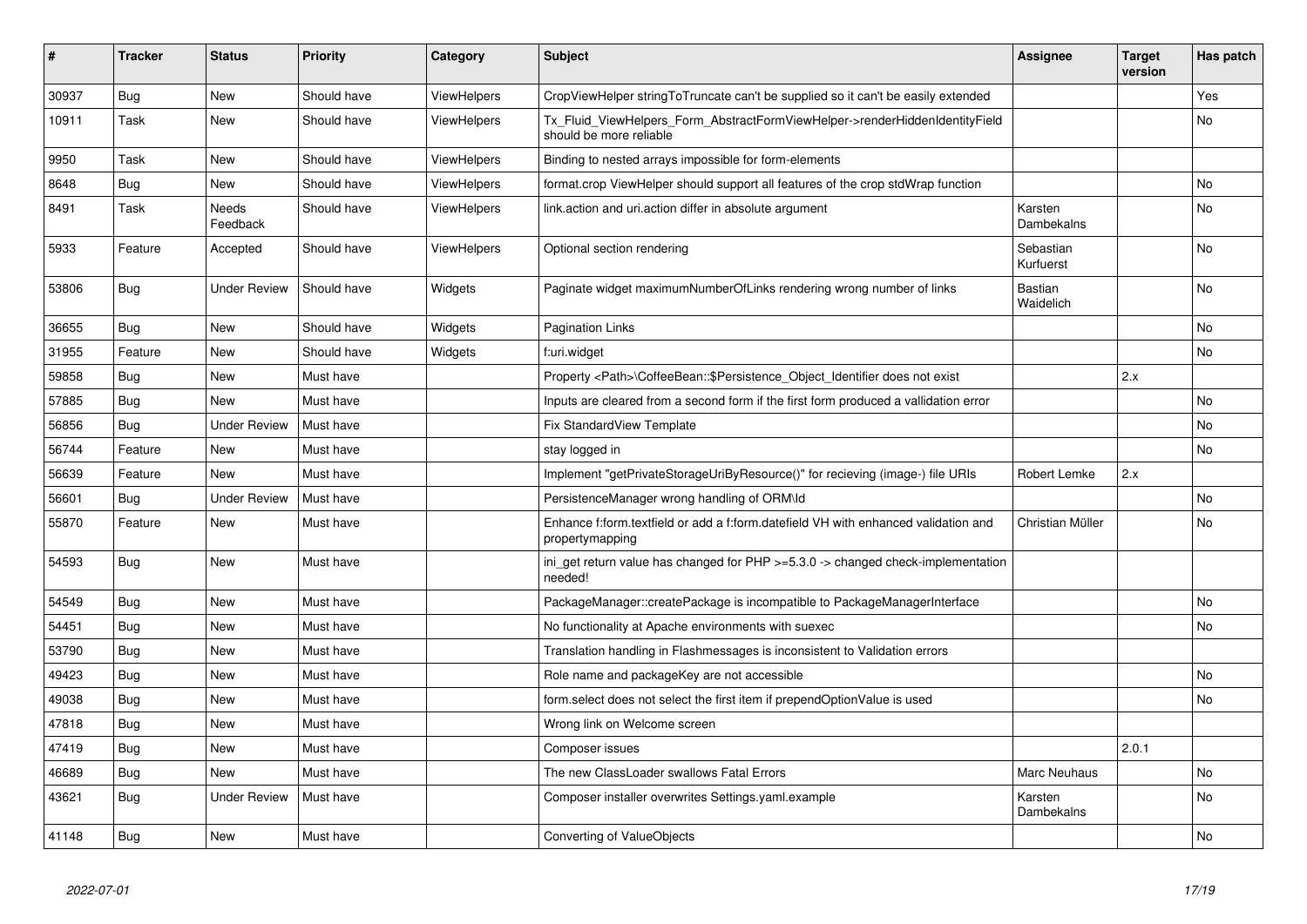| # | Tracker | Status | Priority | Category | Subject | Assignee | Target version | Has patch |
|---|---|---|---|---|---|---|---|---|
| 30937 | Bug | New | Should have | ViewHelpers | CropViewHelper stringToTruncate can't be supplied so it can't be easily extended | | | Yes |
| 10911 | Task | New | Should have | ViewHelpers | Tx_Fluid_ViewHelpers_Form_AbstractFormViewHelper->renderHiddenIdentityField should be more reliable | | | No |
| 9950 | Task | New | Should have | ViewHelpers | Binding to nested arrays impossible for form-elements | | | |
| 8648 | Bug | New | Should have | ViewHelpers | format.crop ViewHelper should support all features of the crop stdWrap function | | | No |
| 8491 | Task | Needs Feedback | Should have | ViewHelpers | link.action and uri.action differ in absolute argument | Karsten Dambekalns | | No |
| 5933 | Feature | Accepted | Should have | ViewHelpers | Optional section rendering | Sebastian Kurfuerst | | No |
| 53806 | Bug | Under Review | Should have | Widgets | Paginate widget maximumNumberOfLinks rendering wrong number of links | Bastian Waidelich | | No |
| 36655 | Bug | New | Should have | Widgets | Pagination Links | | | No |
| 31955 | Feature | New | Should have | Widgets | f:uri.widget | | | No |
| 59858 | Bug | New | Must have | | Property <Path>\CoffeeBean::$Persistence_Object_Identifier does not exist | | 2.x | |
| 57885 | Bug | New | Must have | | Inputs are cleared from a second form if the first form produced a vallidation error | | | No |
| 56856 | Bug | Under Review | Must have | | Fix StandardView Template | | | No |
| 56744 | Feature | New | Must have | | stay logged in | | | No |
| 56639 | Feature | New | Must have | | Implement "getPrivateStorageUriByResource()" for recieving (image-) file URIs | Robert Lemke | 2.x | |
| 56601 | Bug | Under Review | Must have | | PersistenceManager wrong handling of ORM\Id | | | No |
| 55870 | Feature | New | Must have | | Enhance f:form.textfield or add a f:form.datefield VH with enhanced validation and propertymapping | Christian Müller | | No |
| 54593 | Bug | New | Must have | | ini_get return value has changed for PHP >=5.3.0 -> changed check-implementation needed! | | | |
| 54549 | Bug | New | Must have | | PackageManager::createPackage is incompatible to PackageManagerInterface | | | No |
| 54451 | Bug | New | Must have | | No functionality at Apache environments with suexec | | | No |
| 53790 | Bug | New | Must have | | Translation handling in Flashmessages is inconsistent to Validation errors | | | |
| 49423 | Bug | New | Must have | | Role name and packageKey are not accessible | | | No |
| 49038 | Bug | New | Must have | | form.select does not select the first item if prependOptionValue is used | | | No |
| 47818 | Bug | New | Must have | | Wrong link on Welcome screen | | | |
| 47419 | Bug | New | Must have | | Composer issues | | 2.0.1 | |
| 46689 | Bug | New | Must have | | The new ClassLoader swallows Fatal Errors | Marc Neuhaus | | No |
| 43621 | Bug | Under Review | Must have | | Composer installer overwrites Settings.yaml.example | Karsten Dambekalns | | No |
| 41148 | Bug | New | Must have | | Converting of ValueObjects | | | No |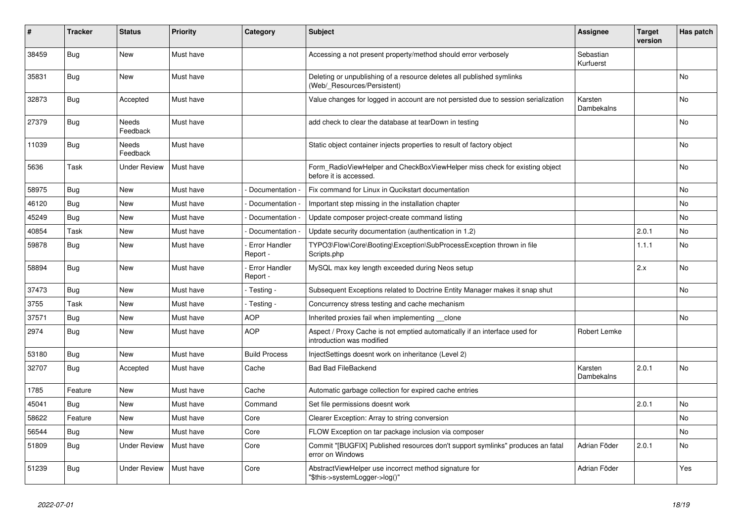| # | Tracker | Status | Priority | Category | Subject | Assignee | Target version | Has patch |
|---|---|---|---|---|---|---|---|---|
| 38459 | Bug | New | Must have | | Accessing a not present property/method should error verbosely | Sebastian Kurfuerst | | |
| 35831 | Bug | New | Must have | | Deleting or unpublishing of a resource deletes all published symlinks (Web/_Resources/Persistent) | | | No |
| 32873 | Bug | Accepted | Must have | | Value changes for logged in account are not persisted due to session serialization | Karsten Dambekalns | | No |
| 27379 | Bug | Needs Feedback | Must have | | add check to clear the database at tearDown in testing | | | No |
| 11039 | Bug | Needs Feedback | Must have | | Static object container injects properties to result of factory object | | | No |
| 5636 | Task | Under Review | Must have | | Form_RadioViewHelper and CheckBoxViewHelper miss check for existing object before it is accessed. | | | No |
| 58975 | Bug | New | Must have | - Documentation - | Fix command for Linux in Qucikstart documentation | | | No |
| 46120 | Bug | New | Must have | - Documentation - | Important step missing in the installation chapter | | | No |
| 45249 | Bug | New | Must have | - Documentation - | Update composer project-create command listing | | | No |
| 40854 | Task | New | Must have | - Documentation - | Update security documentation (authentication in 1.2) | | 2.0.1 | No |
| 59878 | Bug | New | Must have | - Error Handler Report - | TYPO3\Flow\Core\Booting\Exception\SubProcessException thrown in file Scripts.php | | 1.1.1 | No |
| 58894 | Bug | New | Must have | - Error Handler Report - | MySQL max key length exceeded during Neos setup | | 2.x | No |
| 37473 | Bug | New | Must have | - Testing - | Subsequent Exceptions related to Doctrine Entity Manager makes it snap shut | | | No |
| 3755 | Task | New | Must have | - Testing - | Concurrency stress testing and cache mechanism | | | |
| 37571 | Bug | New | Must have | AOP | Inherited proxies fail when implementing __clone | | | No |
| 2974 | Bug | New | Must have | AOP | Aspect / Proxy Cache is not emptied automatically if an interface used for introduction was modified | Robert Lemke | | |
| 53180 | Bug | New | Must have | Build Process | InjectSettings doesnt work on inheritance (Level 2) | | | |
| 32707 | Bug | Accepted | Must have | Cache | Bad Bad FileBackend | Karsten Dambekalns | 2.0.1 | No |
| 1785 | Feature | New | Must have | Cache | Automatic garbage collection for expired cache entries | | | |
| 45041 | Bug | New | Must have | Command | Set file permissions doesnt work | | 2.0.1 | No |
| 58622 | Feature | New | Must have | Core | Clearer Exception: Array to string conversion | | | No |
| 56544 | Bug | New | Must have | Core | FLOW Exception on tar package inclusion via composer | | | No |
| 51809 | Bug | Under Review | Must have | Core | Commit "[BUGFIX] Published resources don't support symlinks" produces an fatal error on Windows | Adrian Föder | 2.0.1 | No |
| 51239 | Bug | Under Review | Must have | Core | AbstractViewHelper use incorrect method signature for "$this->systemLogger->log()" | Adrian Föder | | Yes |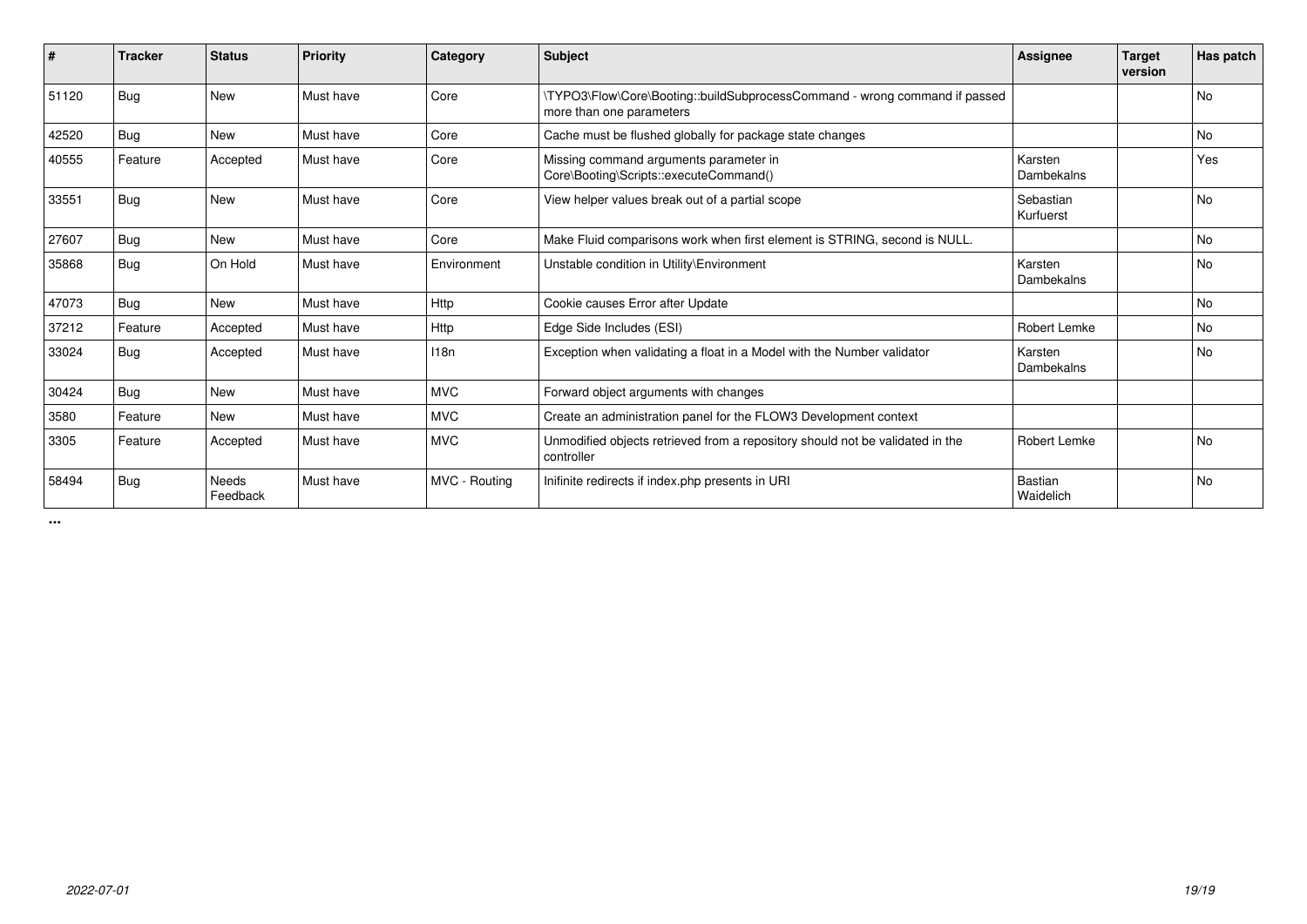| # | Tracker | Status | Priority | Category | Subject | Assignee | Target version | Has patch |
|---|---|---|---|---|---|---|---|---|
| 51120 | Bug | New | Must have | Core | \TYPO3\Flow\Core\Booting::buildSubprocessCommand - wrong command if passed more than one parameters | | | No |
| 42520 | Bug | New | Must have | Core | Cache must be flushed globally for package state changes | | | No |
| 40555 | Feature | Accepted | Must have | Core | Missing command arguments parameter in Core\Booting\Scripts::executeCommand() | Karsten Dambekalns | | Yes |
| 33551 | Bug | New | Must have | Core | View helper values break out of a partial scope | Sebastian Kurfuerst | | No |
| 27607 | Bug | New | Must have | Core | Make Fluid comparisons work when first element is STRING, second is NULL. | | | No |
| 35868 | Bug | On Hold | Must have | Environment | Unstable condition in Utility\Environment | Karsten Dambekalns | | No |
| 47073 | Bug | New | Must have | Http | Cookie causes Error after Update | | | No |
| 37212 | Feature | Accepted | Must have | Http | Edge Side Includes (ESI) | Robert Lemke | | No |
| 33024 | Bug | Accepted | Must have | I18n | Exception when validating a float in a Model with the Number validator | Karsten Dambekalns | | No |
| 30424 | Bug | New | Must have | MVC | Forward object arguments with changes | | | |
| 3580 | Feature | New | Must have | MVC | Create an administration panel for the FLOW3 Development context | | | |
| 3305 | Feature | Accepted | Must have | MVC | Unmodified objects retrieved from a repository should not be validated in the controller | Robert Lemke | | No |
| 58494 | Bug | Needs Feedback | Must have | MVC - Routing | Inifinite redirects if index.php presents in URI | Bastian Waidelich | | No |

...